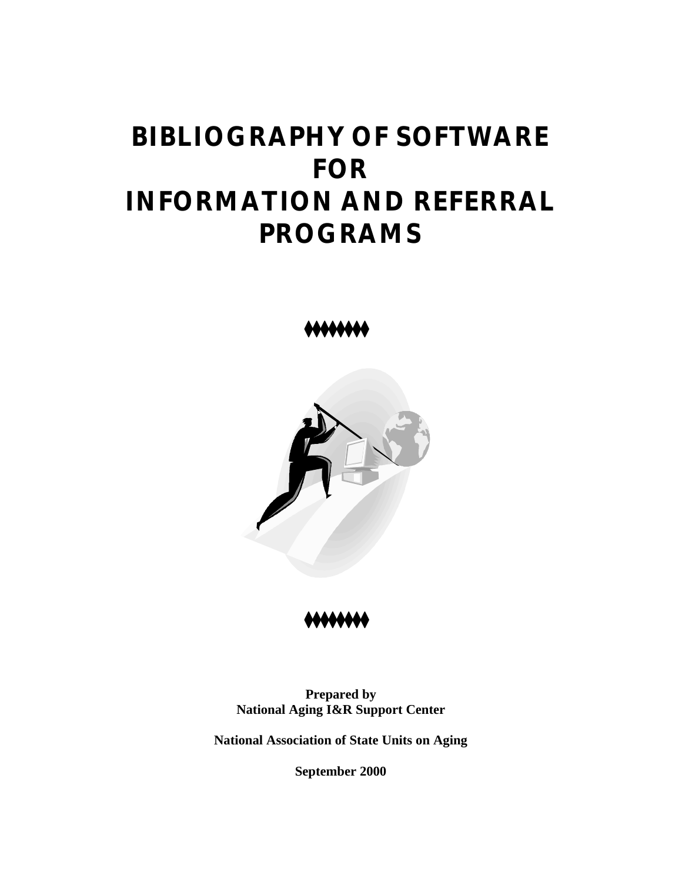# BIBLIOGRAPHY OF SOFTWARE FOR INFORMATION AND REFERRAL PROGRAMS

**Prepared by**
**National Aging I&R Support Center**

**National Association of State Units on Aging**

**September 2000**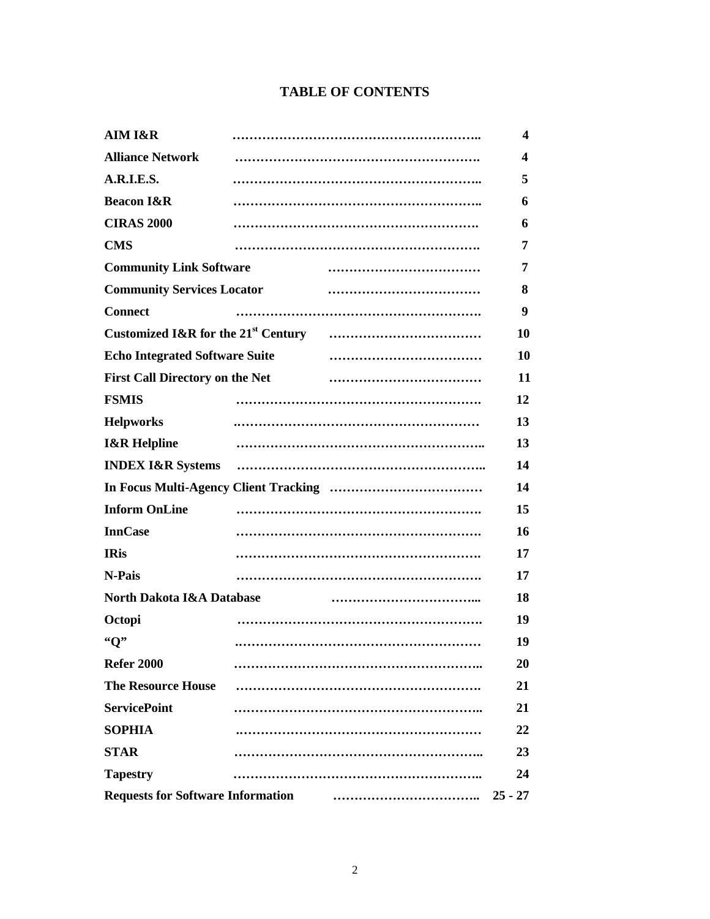# TABLE OF CONTENTS

| | |
|---|---|
| **AIM I&R** | **4** |
| **Alliance Network** | **4** |
| **A.R.I.E.S.** | **5** |
| **Beacon I&R** | **6** |
| **CIRAS 2000** | **6** |
| **CMS** | **7** |
| **Community Link Software** | **7** |
| **Community Services Locator** | **8** |
| **Connect** | **9** |
| **Customized I&R for the 21st Century** | **10** |
| **Echo Integrated Software Suite** | **10** |
| **First Call Directory on the Net** | **11** |
| **FSMIS** | **12** |
| **Helpworks** | **13** |
| **I&R Helpline** | **13** |
| **INDEX I&R Systems** | **14** |
| **In Focus Multi-Agency Client Tracking** | **14** |
| **Inform OnLine** | **15** |
| **InnCase** | **16** |
| **IRis** | **17** |
| **N-Pais** | **17** |
| **North Dakota I&A Database** | **18** |
| **Octopi** | **19** |
| **"Q"** | **19** |
| **Refer 2000** | **20** |
| **The Resource House** | **21** |
| **ServicePoint** | **21** |
| **SOPHIA** | **22** |
| **STAR** | **23** |
| **Tapestry** | **24** |
| **Requests for Software Information** | **25 - 27** |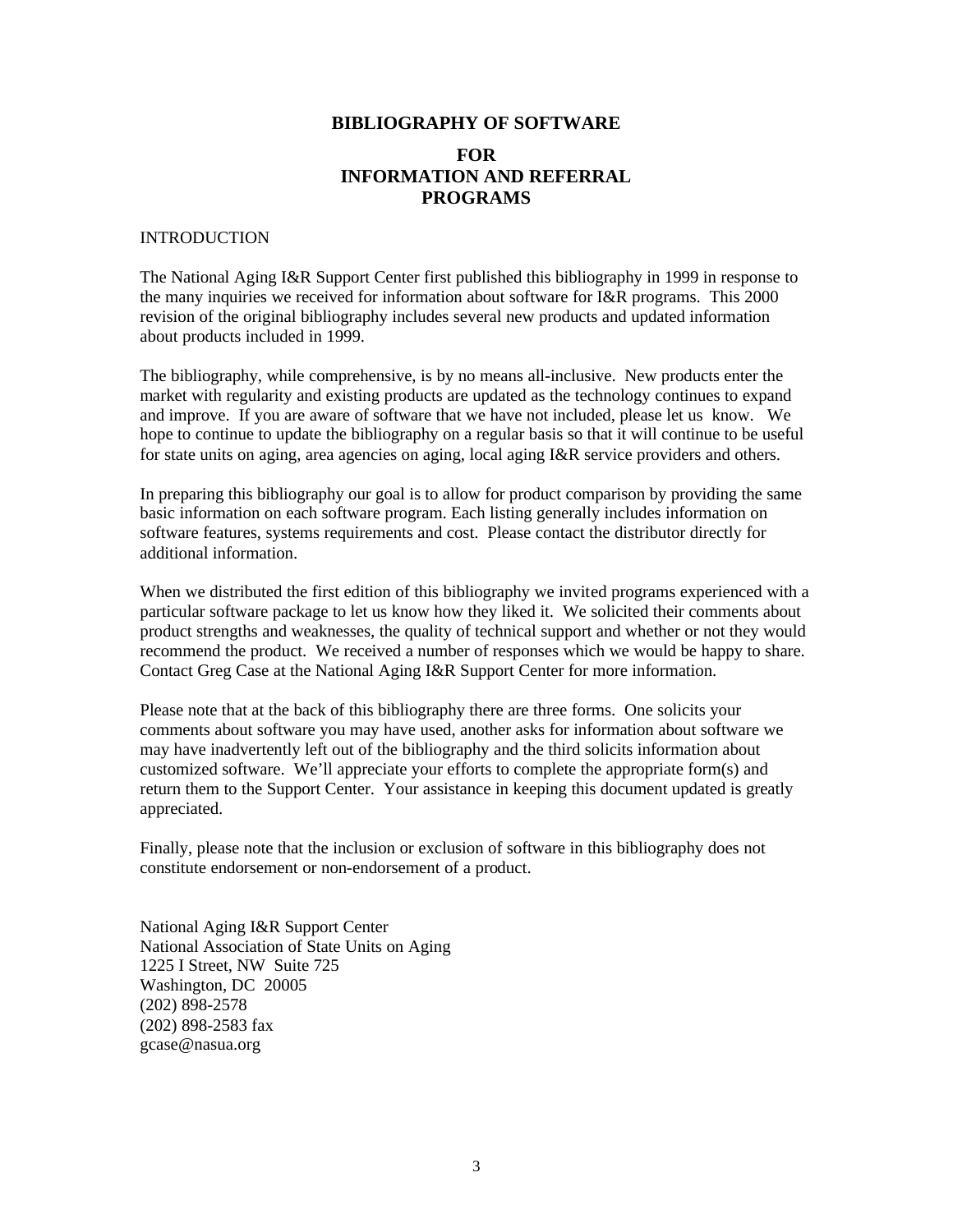# BIBLIOGRAPHY OF SOFTWARE

# FOR INFORMATION AND REFERRAL PROGRAMS

## INTRODUCTION

The National Aging I&R Support Center first published this bibliography in 1999 in response to the many inquiries we received for information about software for I&R programs. This 2000 revision of the original bibliography includes several new products and updated information about products included in 1999.

The bibliography, while comprehensive, is by no means all-inclusive. New products enter the market with regularity and existing products are updated as the technology continues to expand and improve. If you are aware of software that we have not included, please let us know. We hope to continue to update the bibliography on a regular basis so that it will continue to be useful for state units on aging, area agencies on aging, local aging I&R service providers and others.

In preparing this bibliography our goal is to allow for product comparison by providing the same basic information on each software program. Each listing generally includes information on software features, systems requirements and cost. Please contact the distributor directly for additional information.

When we distributed the first edition of this bibliography we invited programs experienced with a particular software package to let us know how they liked it. We solicited their comments about product strengths and weaknesses, the quality of technical support and whether or not they would recommend the product. We received a number of responses which we would be happy to share. Contact Greg Case at the National Aging I&R Support Center for more information.

Please note that at the back of this bibliography there are three forms. One solicits your comments about software you may have used, another asks for information about software we may have inadvertently left out of the bibliography and the third solicits information about customized software. We'll appreciate your efforts to complete the appropriate form(s) and return them to the Support Center. Your assistance in keeping this document updated is greatly appreciated.

Finally, please note that the inclusion or exclusion of software in this bibliography does not constitute endorsement or non-endorsement of a product.

National Aging I&R Support Center
National Association of State Units on Aging
1225 I Street, NW Suite 725
Washington, DC 20005
(202) 898-2578
(202) 898-2583 fax
gcase@nasua.org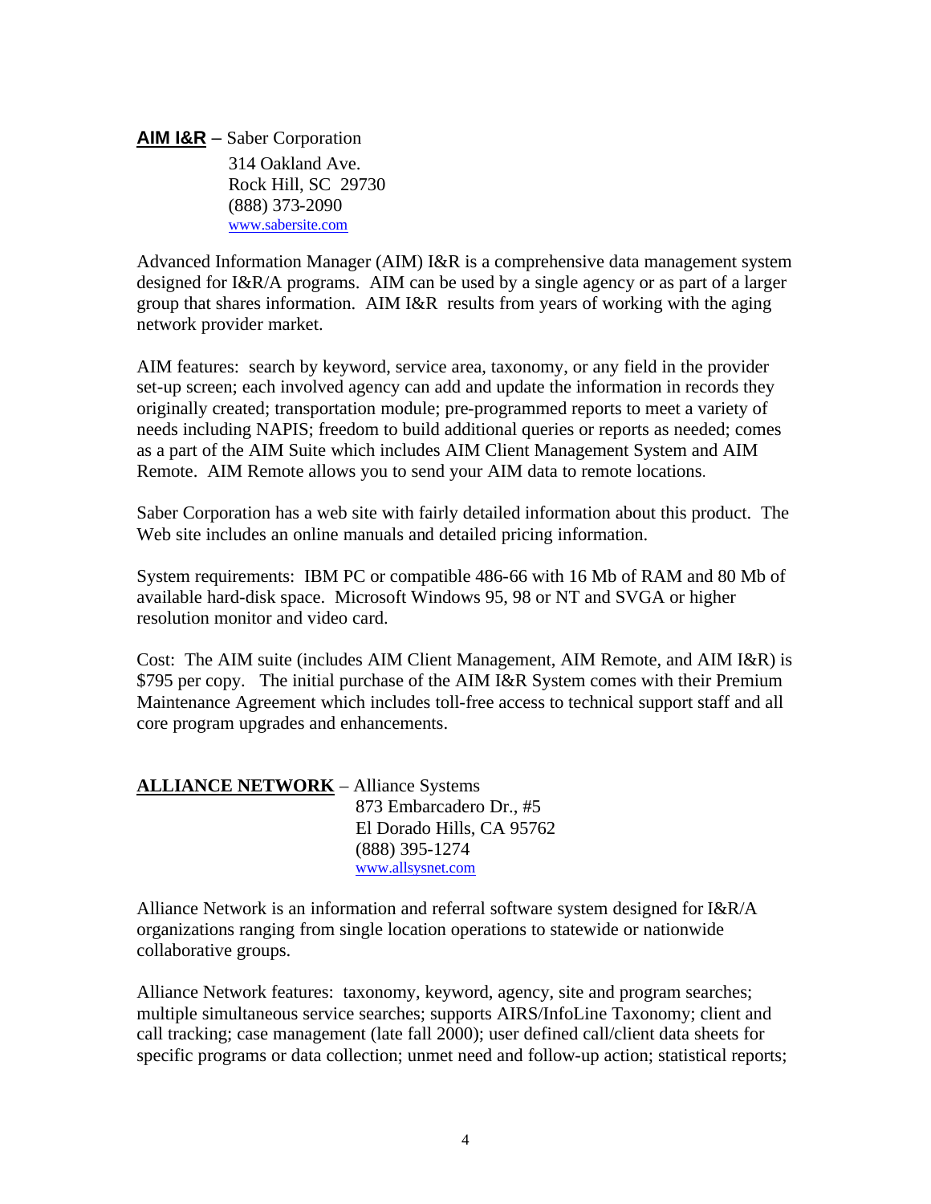**AIM I&R** – Saber Corporation

314 Oakland Ave.
Rock Hill, SC 29730
(888) 373-2090
www.sabersite.com

Advanced Information Manager (AIM) I&R is a comprehensive data management system designed for I&R/A programs. AIM can be used by a single agency or as part of a larger group that shares information. AIM I&R results from years of working with the aging network provider market.

AIM features: search by keyword, service area, taxonomy, or any field in the provider set-up screen; each involved agency can add and update the information in records they originally created; transportation module; pre-programmed reports to meet a variety of needs including NAPIS; freedom to build additional queries or reports as needed; comes as a part of the AIM Suite which includes AIM Client Management System and AIM Remote. AIM Remote allows you to send your AIM data to remote locations.

Saber Corporation has a web site with fairly detailed information about this product. The Web site includes an online manuals and detailed pricing information.

System requirements: IBM PC or compatible 486-66 with 16 Mb of RAM and 80 Mb of available hard-disk space. Microsoft Windows 95, 98 or NT and SVGA or higher resolution monitor and video card.

Cost: The AIM suite (includes AIM Client Management, AIM Remote, and AIM I&R) is $795 per copy. The initial purchase of the AIM I&R System comes with their Premium Maintenance Agreement which includes toll-free access to technical support staff and all core program upgrades and enhancements.

**ALLIANCE NETWORK** – Alliance Systems

873 Embarcadero Dr., #5
El Dorado Hills, CA 95762
(888) 395-1274
www.allsysnet.com

Alliance Network is an information and referral software system designed for I&R/A organizations ranging from single location operations to statewide or nationwide collaborative groups.

Alliance Network features: taxonomy, keyword, agency, site and program searches; multiple simultaneous service searches; supports AIRS/InfoLine Taxonomy; client and call tracking; case management (late fall 2000); user defined call/client data sheets for specific programs or data collection; unmet need and follow-up action; statistical reports;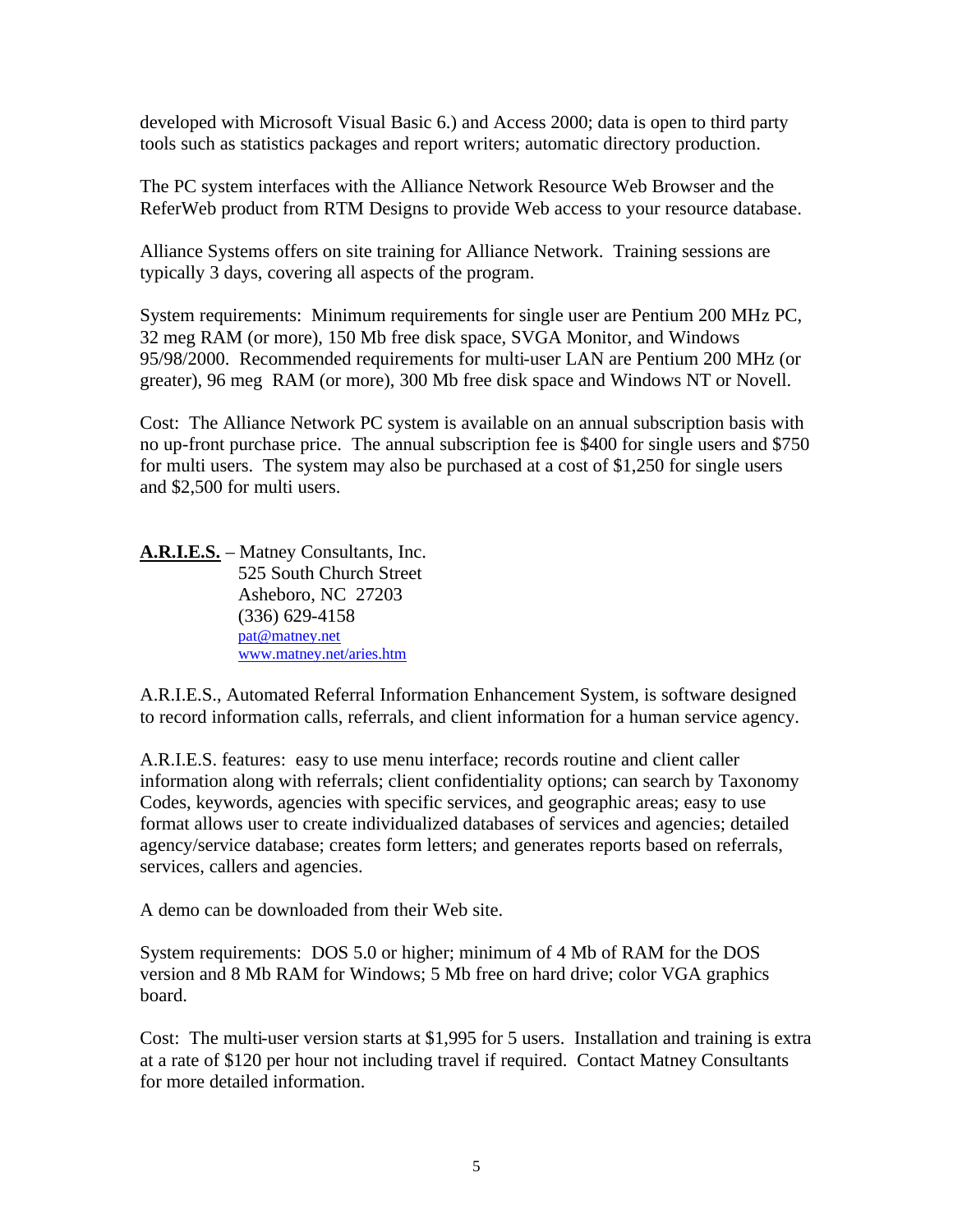developed with Microsoft Visual Basic 6.) and Access 2000; data is open to third party tools such as statistics packages and report writers; automatic directory production.

The PC system interfaces with the Alliance Network Resource Web Browser and the ReferWeb product from RTM Designs to provide Web access to your resource database.

Alliance Systems offers on site training for Alliance Network. Training sessions are typically 3 days, covering all aspects of the program.

System requirements: Minimum requirements for single user are Pentium 200 MHz PC, 32 meg RAM (or more), 150 Mb free disk space, SVGA Monitor, and Windows 95/98/2000. Recommended requirements for multi-user LAN are Pentium 200 MHz (or greater), 96 meg RAM (or more), 300 Mb free disk space and Windows NT or Novell.

Cost: The Alliance Network PC system is available on an annual subscription basis with no up-front purchase price. The annual subscription fee is $400 for single users and $750 for multi users. The system may also be purchased at a cost of $1,250 for single users and $2,500 for multi users.

**A.R.I.E.S.** – Matney Consultants, Inc.
525 South Church Street
Asheboro, NC 27203
(336) 629-4158
pat@matney.net
www.matney.net/aries.htm

A.R.I.E.S., Automated Referral Information Enhancement System, is software designed to record information calls, referrals, and client information for a human service agency.

A.R.I.E.S. features: easy to use menu interface; records routine and client caller information along with referrals; client confidentiality options; can search by Taxonomy Codes, keywords, agencies with specific services, and geographic areas; easy to use format allows user to create individualized databases of services and agencies; detailed agency/service database; creates form letters; and generates reports based on referrals, services, callers and agencies.

A demo can be downloaded from their Web site.

System requirements: DOS 5.0 or higher; minimum of 4 Mb of RAM for the DOS version and 8 Mb RAM for Windows; 5 Mb free on hard drive; color VGA graphics board.

Cost: The multi-user version starts at $1,995 for 5 users. Installation and training is extra at a rate of $120 per hour not including travel if required. Contact Matney Consultants for more detailed information.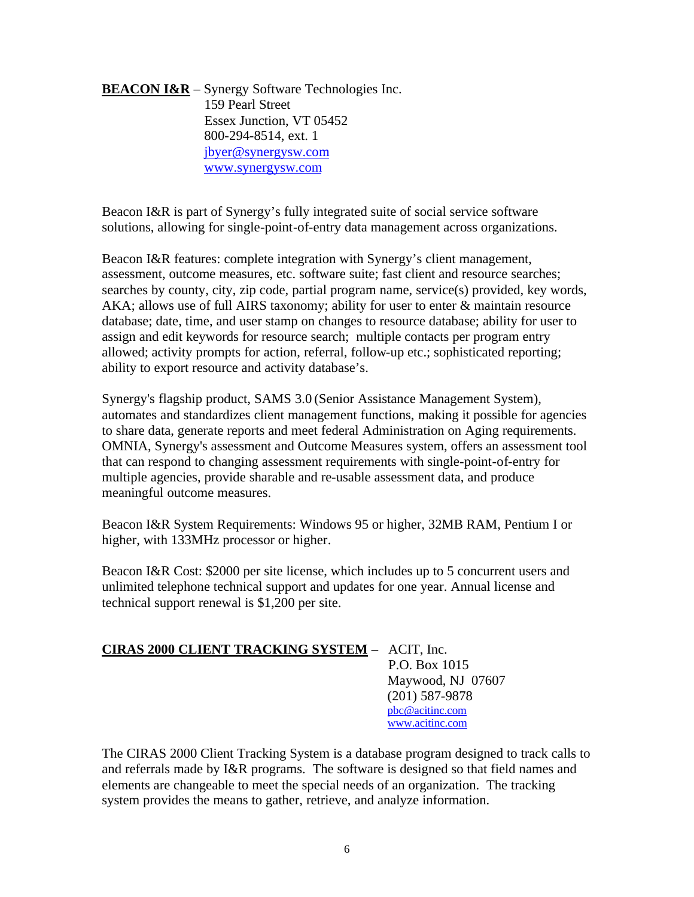**BEACON I&R** – Synergy Software Technologies Inc.
159 Pearl Street
Essex Junction, VT 05452
800-294-8514, ext. 1
jbyer@synergysw.com
www.synergysw.com

Beacon I&R is part of Synergy's fully integrated suite of social service software solutions, allowing for single-point-of-entry data management across organizations.

Beacon I&R features: complete integration with Synergy's client management, assessment, outcome measures, etc. software suite; fast client and resource searches; searches by county, city, zip code, partial program name, service(s) provided, key words, AKA; allows use of full AIRS taxonomy; ability for user to enter & maintain resource database; date, time, and user stamp on changes to resource database; ability for user to assign and edit keywords for resource search; multiple contacts per program entry allowed; activity prompts for action, referral, follow-up etc.; sophisticated reporting; ability to export resource and activity database's.

Synergy's flagship product, SAMS 3.0 (Senior Assistance Management System), automates and standardizes client management functions, making it possible for agencies to share data, generate reports and meet federal Administration on Aging requirements. OMNIA, Synergy's assessment and Outcome Measures system, offers an assessment tool that can respond to changing assessment requirements with single-point-of-entry for multiple agencies, provide sharable and re-usable assessment data, and produce meaningful outcome measures.

Beacon I&R System Requirements: Windows 95 or higher, 32MB RAM, Pentium I or higher, with 133MHz processor or higher.

Beacon I&R Cost: $2000 per site license, which includes up to 5 concurrent users and unlimited telephone technical support and updates for one year. Annual license and technical support renewal is $1,200 per site.

**CIRAS 2000 CLIENT TRACKING SYSTEM** – ACIT, Inc.
P.O. Box 1015
Maywood, NJ 07607
(201) 587-9878
pbc@acitinc.com
www.acitinc.com

The CIRAS 2000 Client Tracking System is a database program designed to track calls to and referrals made by I&R programs. The software is designed so that field names and elements are changeable to meet the special needs of an organization. The tracking system provides the means to gather, retrieve, and analyze information.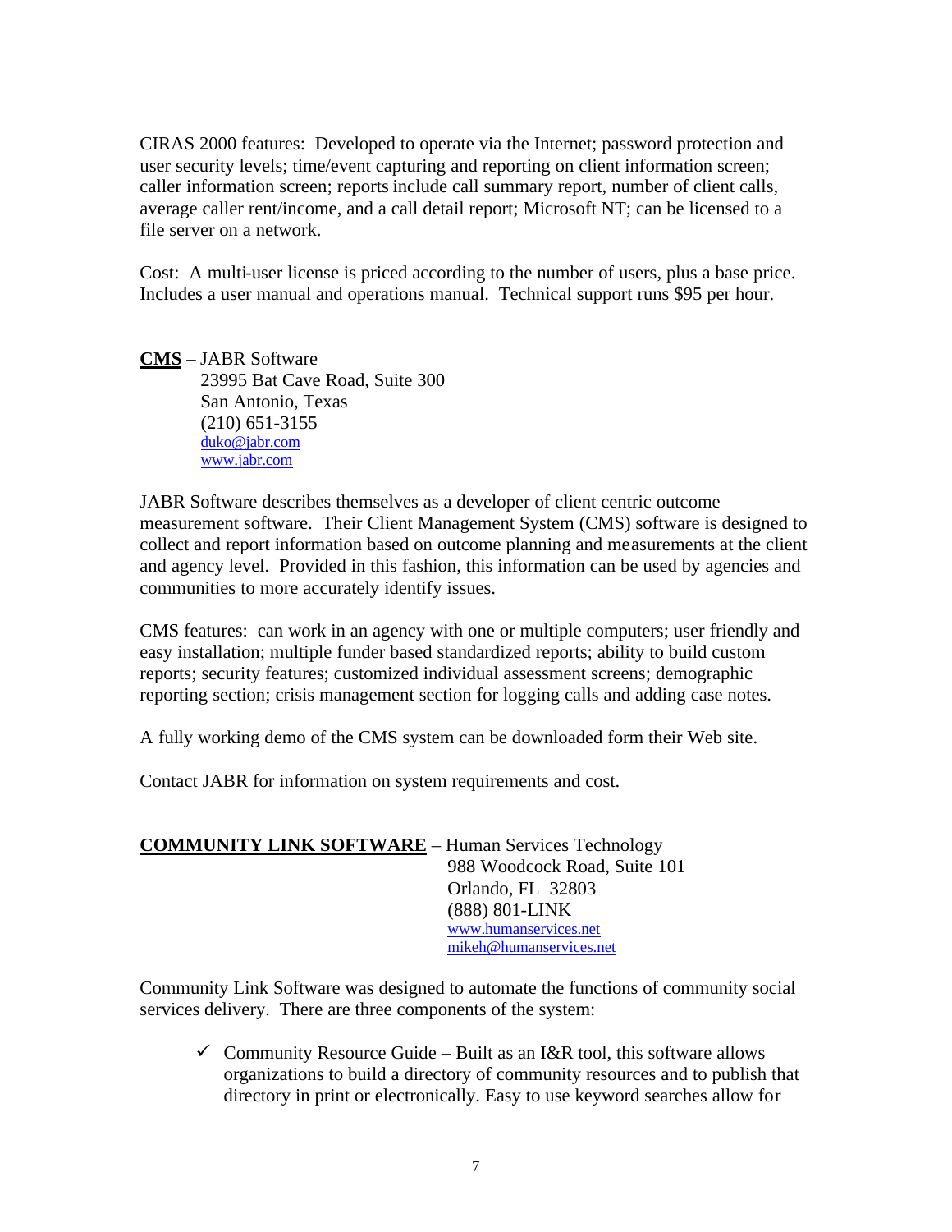CIRAS 2000 features: Developed to operate via the Internet; password protection and user security levels; time/event capturing and reporting on client information screen; caller information screen; reports include call summary report, number of client calls, average caller rent/income, and a call detail report; Microsoft NT; can be licensed to a file server on a network.

Cost: A multi-user license is priced according to the number of users, plus a base price. Includes a user manual and operations manual. Technical support runs $95 per hour.

**CMS** – JABR Software
23995 Bat Cave Road, Suite 300
San Antonio, Texas
(210) 651-3155
duko@jabr.com
www.jabr.com

JABR Software describes themselves as a developer of client centric outcome measurement software. Their Client Management System (CMS) software is designed to collect and report information based on outcome planning and measurements at the client and agency level. Provided in this fashion, this information can be used by agencies and communities to more accurately identify issues.

CMS features: can work in an agency with one or multiple computers; user friendly and easy installation; multiple funder based standardized reports; ability to build custom reports; security features; customized individual assessment screens; demographic reporting section; crisis management section for logging calls and adding case notes.

A fully working demo of the CMS system can be downloaded form their Web site.

Contact JABR for information on system requirements and cost.

**COMMUNITY LINK SOFTWARE** – Human Services Technology
988 Woodcock Road, Suite 101
Orlando, FL 32803
(888) 801-LINK
www.humanservices.net
mikeh@humanservices.net

Community Link Software was designed to automate the functions of community social services delivery. There are three components of the system:

- ✓ Community Resource Guide – Built as an I&R tool, this software allows organizations to build a directory of community resources and to publish that directory in print or electronically. Easy to use keyword searches allow for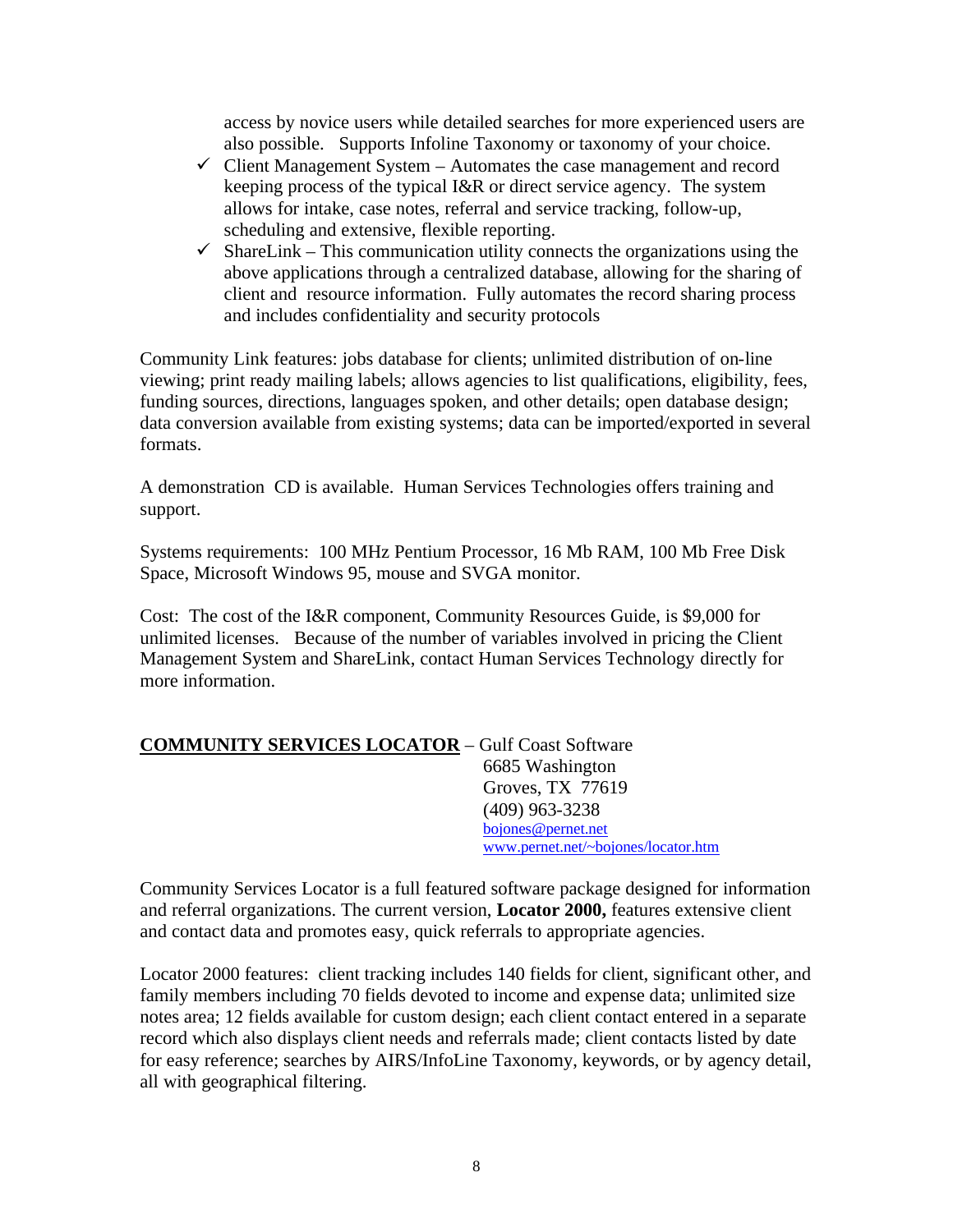access by novice users while detailed searches for more experienced users are also possible. Supports Infoline Taxonomy or taxonomy of your choice.

- ✓ Client Management System – Automates the case management and record keeping process of the typical I&R or direct service agency. The system allows for intake, case notes, referral and service tracking, follow-up, scheduling and extensive, flexible reporting.
- ✓ ShareLink – This communication utility connects the organizations using the above applications through a centralized database, allowing for the sharing of client and resource information. Fully automates the record sharing process and includes confidentiality and security protocols

Community Link features: jobs database for clients; unlimited distribution of on-line viewing; print ready mailing labels; allows agencies to list qualifications, eligibility, fees, funding sources, directions, languages spoken, and other details; open database design; data conversion available from existing systems; data can be imported/exported in several formats.

A demonstration CD is available. Human Services Technologies offers training and support.

Systems requirements: 100 MHz Pentium Processor, 16 Mb RAM, 100 Mb Free Disk Space, Microsoft Windows 95, mouse and SVGA monitor.

Cost: The cost of the I&R component, Community Resources Guide, is $9,000 for unlimited licenses. Because of the number of variables involved in pricing the Client Management System and ShareLink, contact Human Services Technology directly for more information.

**COMMUNITY SERVICES LOCATOR** – Gulf Coast Software
6685 Washington
Groves, TX 77619
(409) 963-3238
bojones@pernet.net
www.pernet.net/~bojones/locator.htm

Community Services Locator is a full featured software package designed for information and referral organizations. The current version, **Locator 2000,** features extensive client and contact data and promotes easy, quick referrals to appropriate agencies.

Locator 2000 features: client tracking includes 140 fields for client, significant other, and family members including 70 fields devoted to income and expense data; unlimited size notes area; 12 fields available for custom design; each client contact entered in a separate record which also displays client needs and referrals made; client contacts listed by date for easy reference; searches by AIRS/InfoLine Taxonomy, keywords, or by agency detail, all with geographical filtering.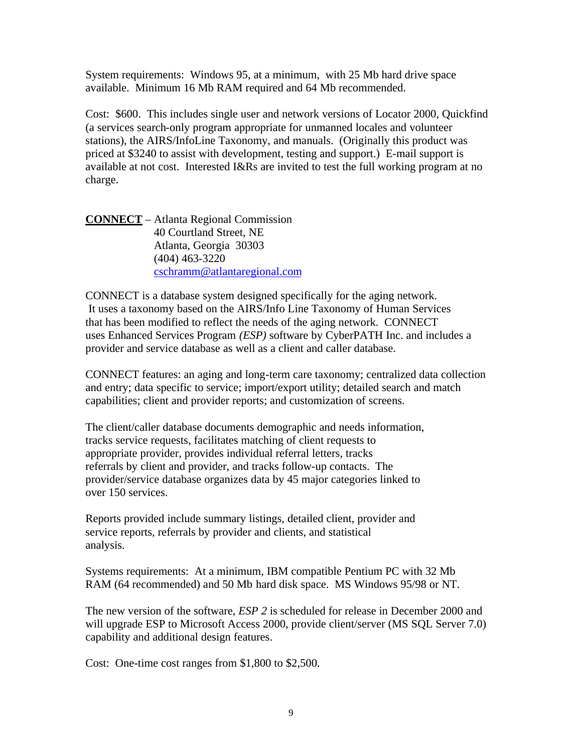System requirements: Windows 95, at a minimum, with 25 Mb hard drive space available. Minimum 16 Mb RAM required and 64 Mb recommended.

Cost: $600. This includes single user and network versions of Locator 2000, Quickfind (a services search-only program appropriate for unmanned locales and volunteer stations), the AIRS/InfoLine Taxonomy, and manuals. (Originally this product was priced at $3240 to assist with development, testing and support.) E-mail support is available at not cost. Interested I&Rs are invited to test the full working program at no charge.

**CONNECT** – Atlanta Regional Commission
40 Courtland Street, NE
Atlanta, Georgia 30303
(404) 463-3220
cschramm@atlantaregional.com

CONNECT is a database system designed specifically for the aging network. It uses a taxonomy based on the AIRS/Info Line Taxonomy of Human Services that has been modified to reflect the needs of the aging network. CONNECT uses Enhanced Services Program *(ESP)* software by CyberPATH Inc. and includes a provider and service database as well as a client and caller database.

CONNECT features: an aging and long-term care taxonomy; centralized data collection and entry; data specific to service; import/export utility; detailed search and match capabilities; client and provider reports; and customization of screens.

The client/caller database documents demographic and needs information, tracks service requests, facilitates matching of client requests to appropriate provider, provides individual referral letters, tracks referrals by client and provider, and tracks follow-up contacts. The provider/service database organizes data by 45 major categories linked to over 150 services.

Reports provided include summary listings, detailed client, provider and service reports, referrals by provider and clients, and statistical analysis.

Systems requirements: At a minimum, IBM compatible Pentium PC with 32 Mb RAM (64 recommended) and 50 Mb hard disk space. MS Windows 95/98 or NT.

The new version of the software, *ESP 2* is scheduled for release in December 2000 and will upgrade ESP to Microsoft Access 2000, provide client/server (MS SQL Server 7.0) capability and additional design features.

Cost: One-time cost ranges from $1,800 to $2,500.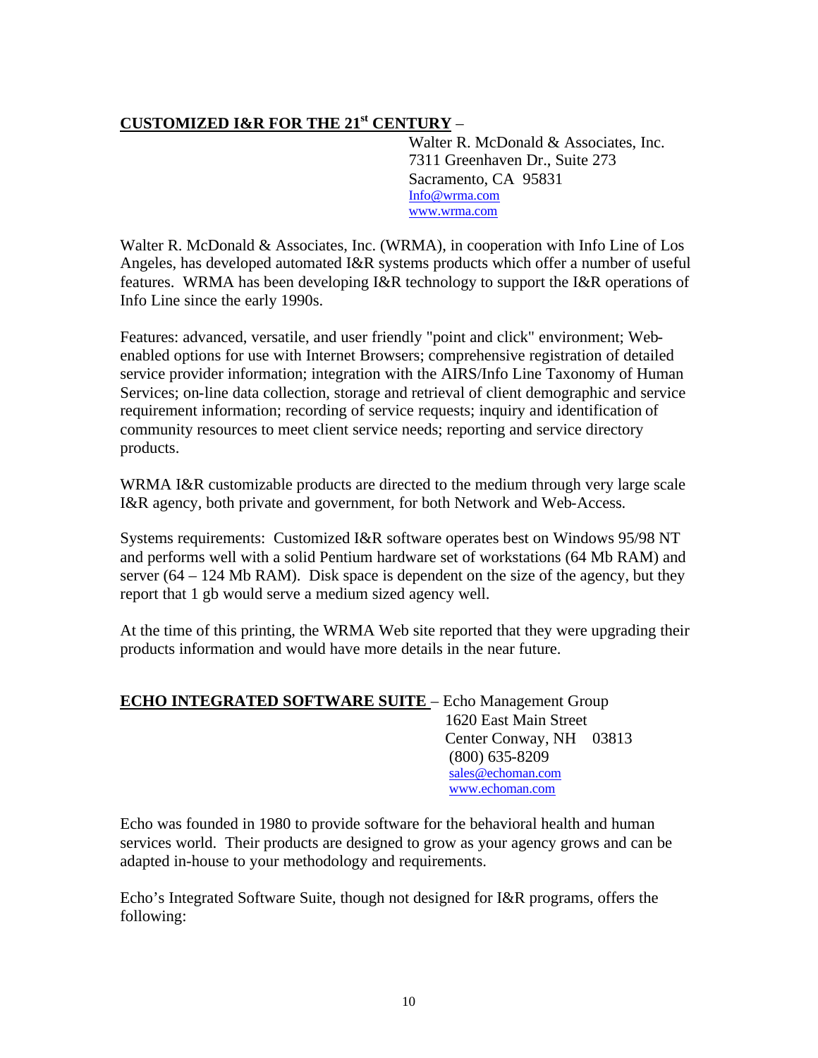**<u>CUSTOMIZED I&R FOR THE 21st CENTURY</u>** –

Walter R. McDonald & Associates, Inc.
7311 Greenhaven Dr., Suite 273
Sacramento, CA 95831
Info@wrma.com
www.wrma.com

Walter R. McDonald & Associates, Inc. (WRMA), in cooperation with Info Line of Los Angeles, has developed automated I&R systems products which offer a number of useful features. WRMA has been developing I&R technology to support the I&R operations of Info Line since the early 1990s.

Features: advanced, versatile, and user friendly "point and click" environment; Web-enabled options for use with Internet Browsers; comprehensive registration of detailed service provider information; integration with the AIRS/Info Line Taxonomy of Human Services; on-line data collection, storage and retrieval of client demographic and service requirement information; recording of service requests; inquiry and identification of community resources to meet client service needs; reporting and service directory products.

WRMA I&R customizable products are directed to the medium through very large scale I&R agency, both private and government, for both Network and Web-Access.

Systems requirements: Customized I&R software operates best on Windows 95/98 NT and performs well with a solid Pentium hardware set of workstations (64 Mb RAM) and server (64 – 124 Mb RAM). Disk space is dependent on the size of the agency, but they report that 1 gb would serve a medium sized agency well.

At the time of this printing, the WRMA Web site reported that they were upgrading their products information and would have more details in the near future.

**<u>ECHO INTEGRATED SOFTWARE SUITE</u>** – Echo Management Group

1620 East Main Street
Center Conway, NH 03813
(800) 635-8209
sales@echoman.com
www.echoman.com

Echo was founded in 1980 to provide software for the behavioral health and human services world. Their products are designed to grow as your agency grows and can be adapted in-house to your methodology and requirements.

Echo's Integrated Software Suite, though not designed for I&R programs, offers the following: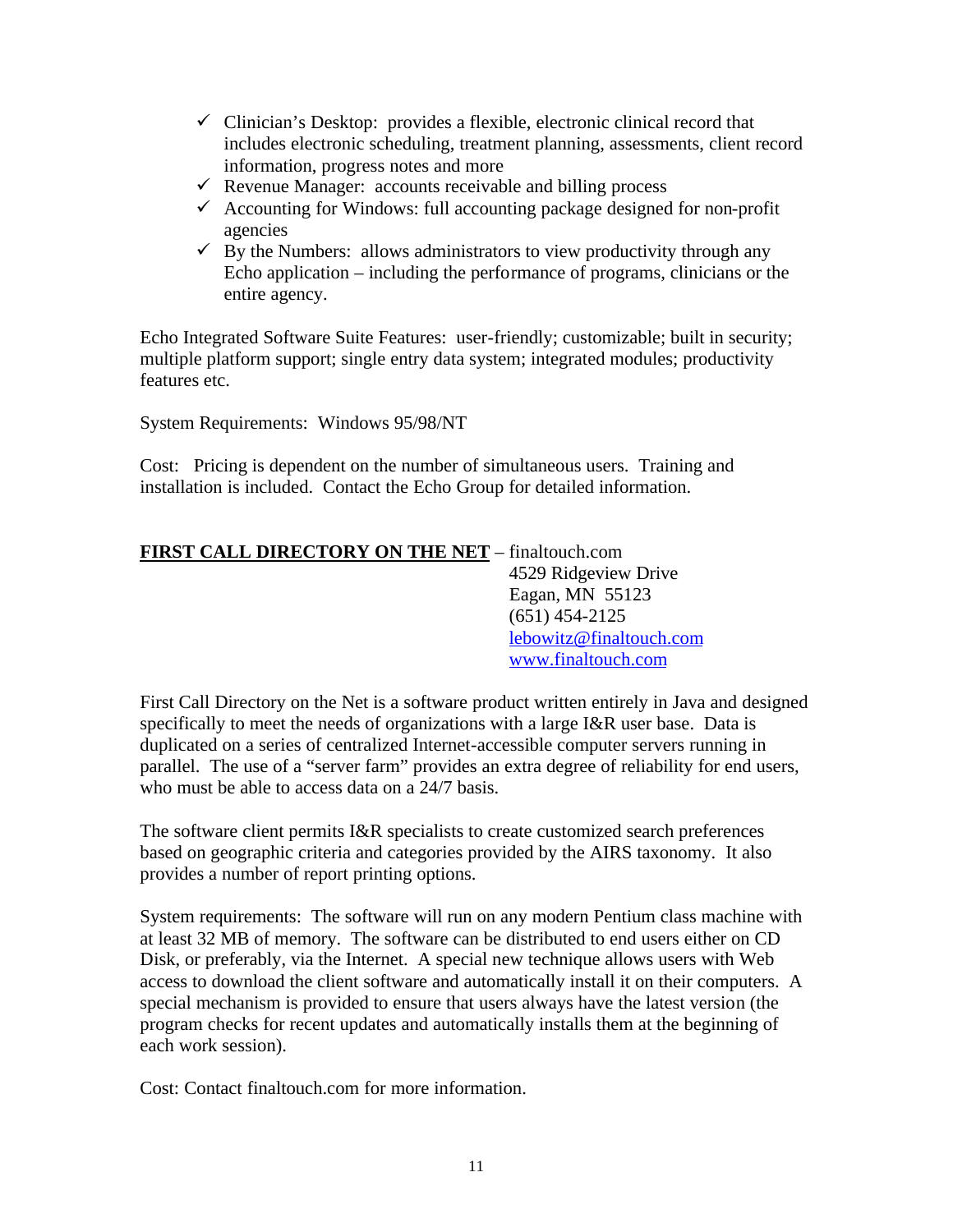- ✓ Clinician's Desktop: provides a flexible, electronic clinical record that includes electronic scheduling, treatment planning, assessments, client record information, progress notes and more
- ✓ Revenue Manager: accounts receivable and billing process
- ✓ Accounting for Windows: full accounting package designed for non-profit agencies
- ✓ By the Numbers: allows administrators to view productivity through any Echo application – including the performance of programs, clinicians or the entire agency.

Echo Integrated Software Suite Features: user-friendly; customizable; built in security; multiple platform support; single entry data system; integrated modules; productivity features etc.

System Requirements: Windows 95/98/NT

Cost: Pricing is dependent on the number of simultaneous users. Training and installation is included. Contact the Echo Group for detailed information.

**FIRST CALL DIRECTORY ON THE NET** – finaltouch.com
4529 Ridgeview Drive
Eagan, MN 55123
(651) 454-2125
lebowitz@finaltouch.com
www.finaltouch.com

First Call Directory on the Net is a software product written entirely in Java and designed specifically to meet the needs of organizations with a large I&R user base. Data is duplicated on a series of centralized Internet-accessible computer servers running in parallel. The use of a "server farm" provides an extra degree of reliability for end users, who must be able to access data on a 24/7 basis.

The software client permits I&R specialists to create customized search preferences based on geographic criteria and categories provided by the AIRS taxonomy. It also provides a number of report printing options.

System requirements: The software will run on any modern Pentium class machine with at least 32 MB of memory. The software can be distributed to end users either on CD Disk, or preferably, via the Internet. A special new technique allows users with Web access to download the client software and automatically install it on their computers. A special mechanism is provided to ensure that users always have the latest version (the program checks for recent updates and automatically installs them at the beginning of each work session).

Cost: Contact finaltouch.com for more information.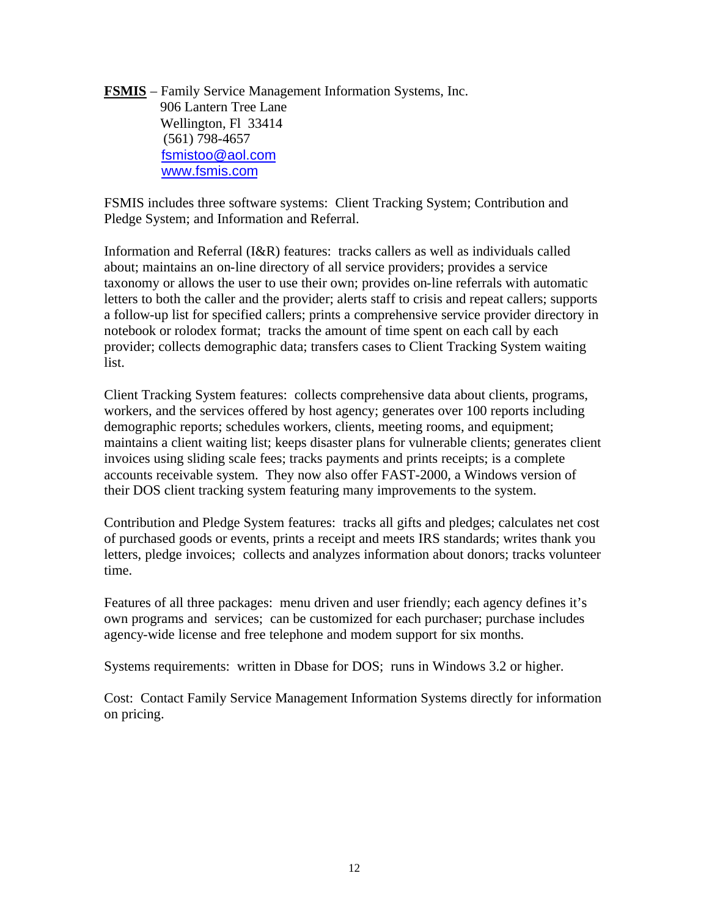**FSMIS** – Family Service Management Information Systems, Inc.
906 Lantern Tree Lane
Wellington, Fl 33414
(561) 798-4657
fsmistoo@aol.com
www.fsmis.com

FSMIS includes three software systems: Client Tracking System; Contribution and Pledge System; and Information and Referral.

Information and Referral (I&R) features: tracks callers as well as individuals called about; maintains an on-line directory of all service providers; provides a service taxonomy or allows the user to use their own; provides on-line referrals with automatic letters to both the caller and the provider; alerts staff to crisis and repeat callers; supports a follow-up list for specified callers; prints a comprehensive service provider directory in notebook or rolodex format; tracks the amount of time spent on each call by each provider; collects demographic data; transfers cases to Client Tracking System waiting list.

Client Tracking System features: collects comprehensive data about clients, programs, workers, and the services offered by host agency; generates over 100 reports including demographic reports; schedules workers, clients, meeting rooms, and equipment; maintains a client waiting list; keeps disaster plans for vulnerable clients; generates client invoices using sliding scale fees; tracks payments and prints receipts; is a complete accounts receivable system. They now also offer FAST-2000, a Windows version of their DOS client tracking system featuring many improvements to the system.

Contribution and Pledge System features: tracks all gifts and pledges; calculates net cost of purchased goods or events, prints a receipt and meets IRS standards; writes thank you letters, pledge invoices; collects and analyzes information about donors; tracks volunteer time.

Features of all three packages: menu driven and user friendly; each agency defines it's own programs and services; can be customized for each purchaser; purchase includes agency-wide license and free telephone and modem support for six months.

Systems requirements: written in Dbase for DOS; runs in Windows 3.2 or higher.

Cost: Contact Family Service Management Information Systems directly for information on pricing.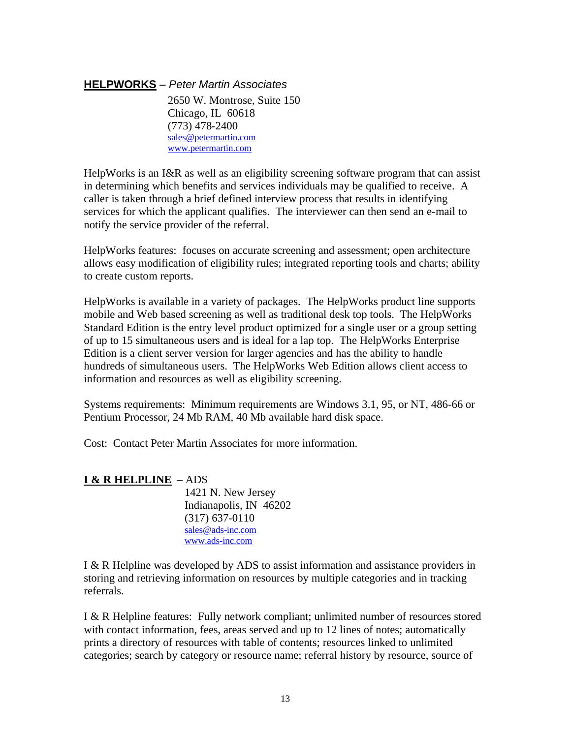**HELPWORKS** – *Peter Martin Associates*

2650 W. Montrose, Suite 150
Chicago, IL 60618
(773) 478-2400
sales@petermartin.com
www.petermartin.com

HelpWorks is an I&R as well as an eligibility screening software program that can assist in determining which benefits and services individuals may be qualified to receive. A caller is taken through a brief defined interview process that results in identifying services for which the applicant qualifies. The interviewer can then send an e-mail to notify the service provider of the referral.

HelpWorks features: focuses on accurate screening and assessment; open architecture allows easy modification of eligibility rules; integrated reporting tools and charts; ability to create custom reports.

HelpWorks is available in a variety of packages. The HelpWorks product line supports mobile and Web based screening as well as traditional desk top tools. The HelpWorks Standard Edition is the entry level product optimized for a single user or a group setting of up to 15 simultaneous users and is ideal for a lap top. The HelpWorks Enterprise Edition is a client server version for larger agencies and has the ability to handle hundreds of simultaneous users. The HelpWorks Web Edition allows client access to information and resources as well as eligibility screening.

Systems requirements: Minimum requirements are Windows 3.1, 95, or NT, 486-66 or Pentium Processor, 24 Mb RAM, 40 Mb available hard disk space.

Cost: Contact Peter Martin Associates for more information.

**I & R HELPLINE** – ADS

1421 N. New Jersey
Indianapolis, IN 46202
(317) 637-0110
sales@ads-inc.com
www.ads-inc.com

I & R Helpline was developed by ADS to assist information and assistance providers in storing and retrieving information on resources by multiple categories and in tracking referrals.

I & R Helpline features: Fully network compliant; unlimited number of resources stored with contact information, fees, areas served and up to 12 lines of notes; automatically prints a directory of resources with table of contents; resources linked to unlimited categories; search by category or resource name; referral history by resource, source of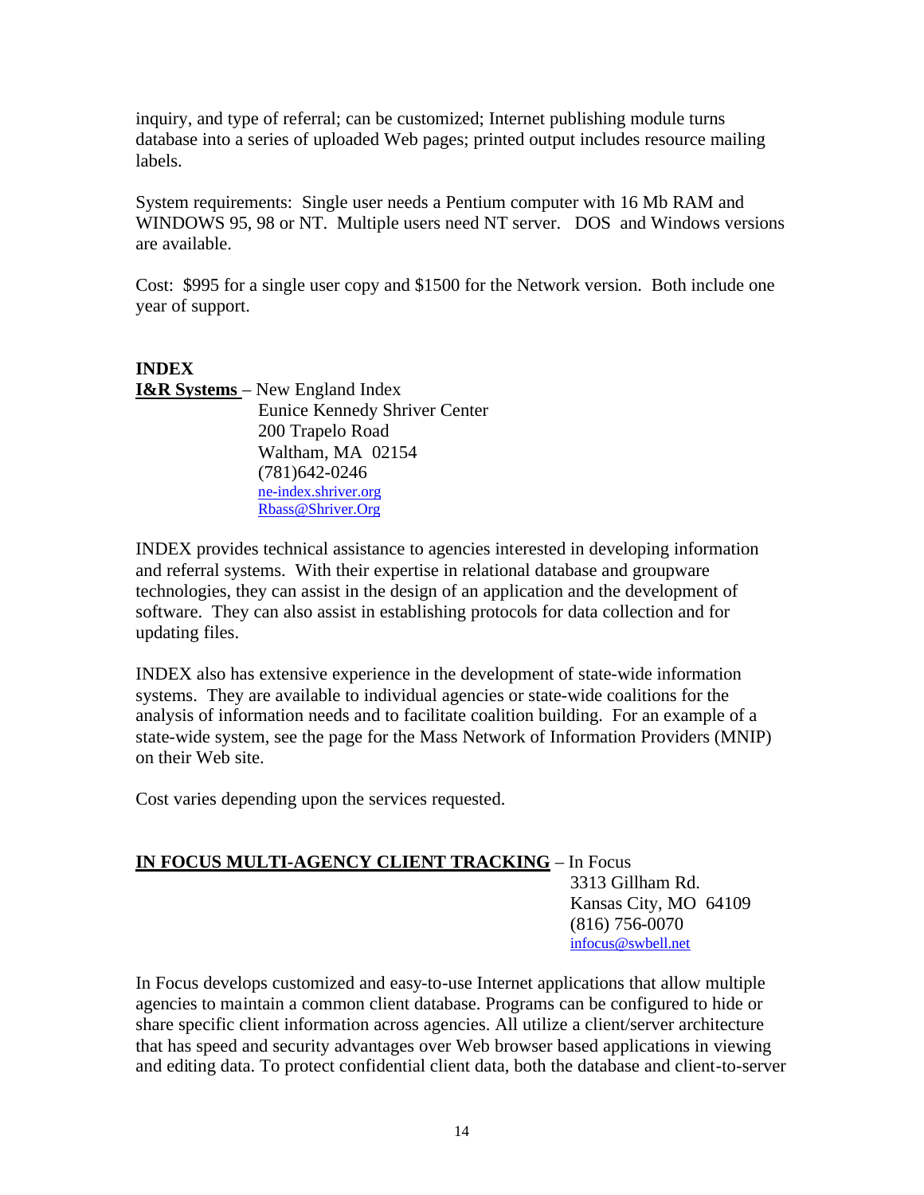inquiry, and type of referral; can be customized; Internet publishing module turns database into a series of uploaded Web pages; printed output includes resource mailing labels.

System requirements: Single user needs a Pentium computer with 16 Mb RAM and WINDOWS 95, 98 or NT. Multiple users need NT server. DOS and Windows versions are available.

Cost: $995 for a single user copy and $1500 for the Network version. Both include one year of support.

**INDEX**

**I&R Systems** – New England Index
Eunice Kennedy Shriver Center
200 Trapelo Road
Waltham, MA 02154
(781)642-0246
ne-index.shriver.org
Rbass@Shriver.Org

INDEX provides technical assistance to agencies interested in developing information and referral systems. With their expertise in relational database and groupware technologies, they can assist in the design of an application and the development of software. They can also assist in establishing protocols for data collection and for updating files.

INDEX also has extensive experience in the development of state-wide information systems. They are available to individual agencies or state-wide coalitions for the analysis of information needs and to facilitate coalition building. For an example of a state-wide system, see the page for the Mass Network of Information Providers (MNIP) on their Web site.

Cost varies depending upon the services requested.

**IN FOCUS MULTI-AGENCY CLIENT TRACKING** – In Focus
3313 Gillham Rd.
Kansas City, MO 64109
(816) 756-0070
infocus@swbell.net

In Focus develops customized and easy-to-use Internet applications that allow multiple agencies to maintain a common client database. Programs can be configured to hide or share specific client information across agencies. All utilize a client/server architecture that has speed and security advantages over Web browser based applications in viewing and editing data. To protect confidential client data, both the database and client-to-server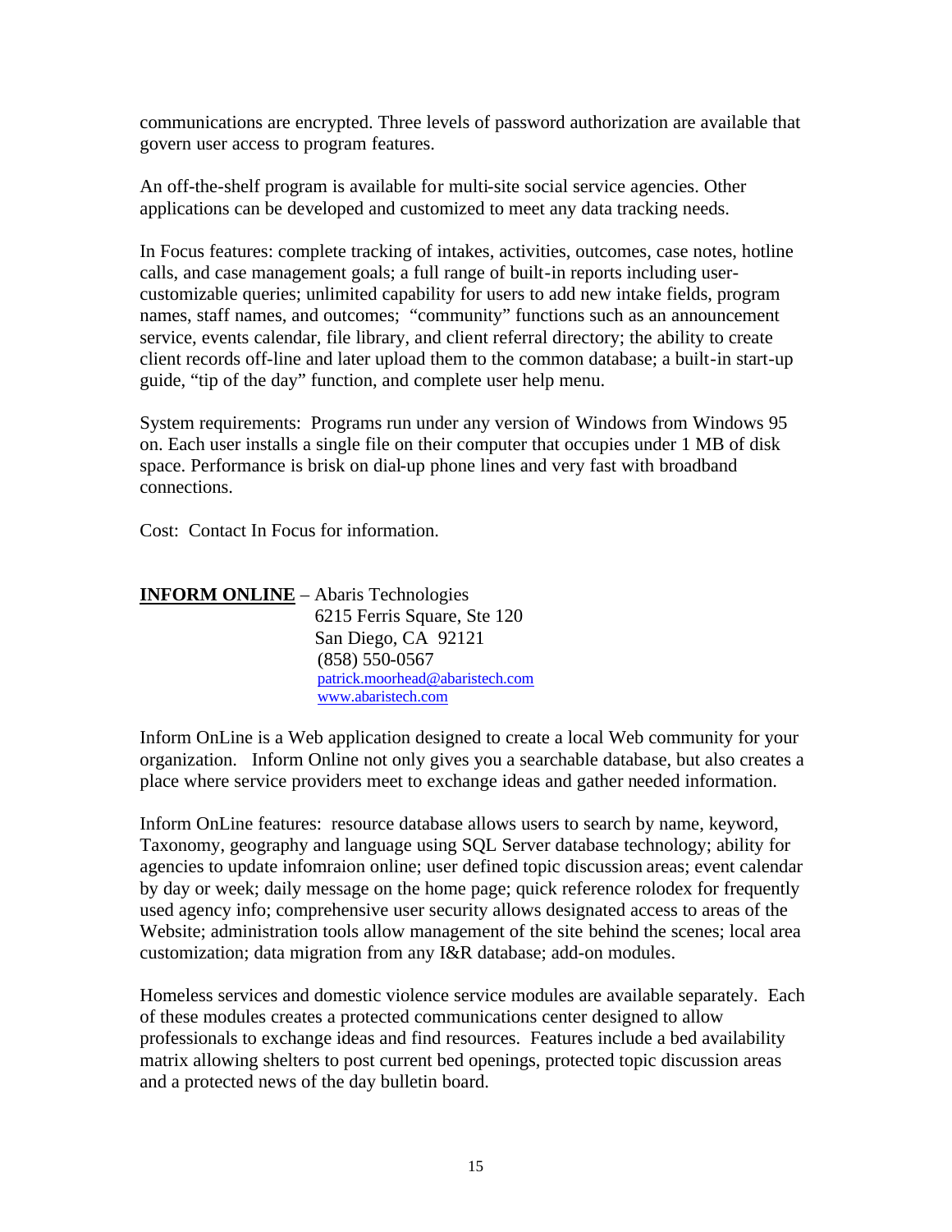communications are encrypted. Three levels of password authorization are available that govern user access to program features.

An off-the-shelf program is available for multi-site social service agencies. Other applications can be developed and customized to meet any data tracking needs.

In Focus features: complete tracking of intakes, activities, outcomes, case notes, hotline calls, and case management goals; a full range of built-in reports including user-customizable queries; unlimited capability for users to add new intake fields, program names, staff names, and outcomes; "community" functions such as an announcement service, events calendar, file library, and client referral directory; the ability to create client records off-line and later upload them to the common database; a built-in start-up guide, "tip of the day" function, and complete user help menu.

System requirements: Programs run under any version of Windows from Windows 95 on. Each user installs a single file on their computer that occupies under 1 MB of disk space. Performance is brisk on dial-up phone lines and very fast with broadband connections.

Cost: Contact In Focus for information.

**INFORM ONLINE** – Abaris Technologies
6215 Ferris Square, Ste 120
San Diego, CA 92121
(858) 550-0567
patrick.moorhead@abaristech.com
www.abaristech.com

Inform OnLine is a Web application designed to create a local Web community for your organization. Inform Online not only gives you a searchable database, but also creates a place where service providers meet to exchange ideas and gather needed information.

Inform OnLine features: resource database allows users to search by name, keyword, Taxonomy, geography and language using SQL Server database technology; ability for agencies to update infomraion online; user defined topic discussion areas; event calendar by day or week; daily message on the home page; quick reference rolodex for frequently used agency info; comprehensive user security allows designated access to areas of the Website; administration tools allow management of the site behind the scenes; local area customization; data migration from any I&R database; add-on modules.

Homeless services and domestic violence service modules are available separately. Each of these modules creates a protected communications center designed to allow professionals to exchange ideas and find resources. Features include a bed availability matrix allowing shelters to post current bed openings, protected topic discussion areas and a protected news of the day bulletin board.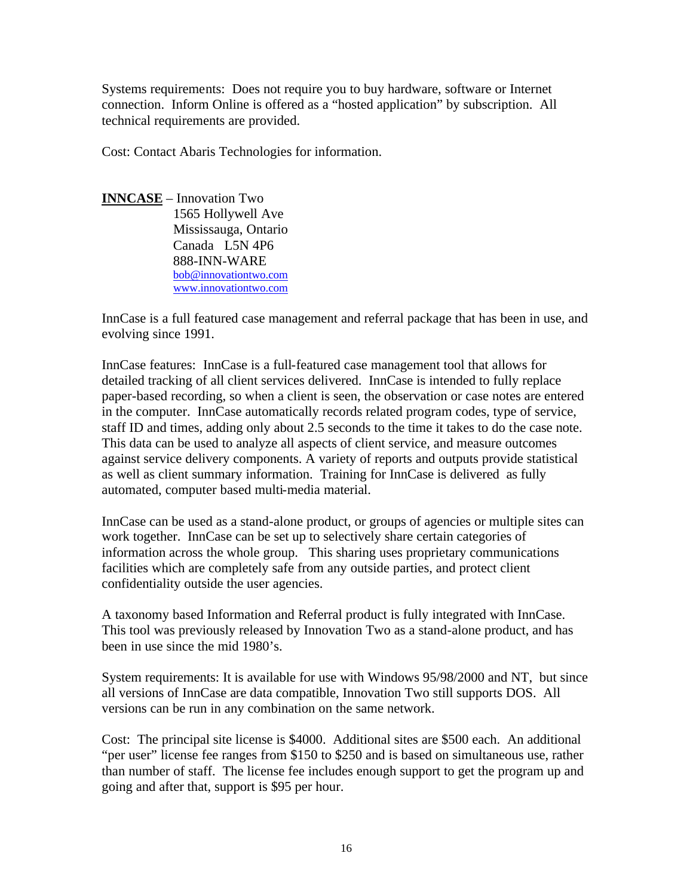Systems requirements: Does not require you to buy hardware, software or Internet connection. Inform Online is offered as a "hosted application" by subscription. All technical requirements are provided.

Cost: Contact Abaris Technologies for information.

**INNCASE** – Innovation Two
1565 Hollywell Ave
Mississauga, Ontario
Canada L5N 4P6
888-INN-WARE
bob@innovationtwo.com
www.innovationtwo.com

InnCase is a full featured case management and referral package that has been in use, and evolving since 1991.

InnCase features: InnCase is a full-featured case management tool that allows for detailed tracking of all client services delivered. InnCase is intended to fully replace paper-based recording, so when a client is seen, the observation or case notes are entered in the computer. InnCase automatically records related program codes, type of service, staff ID and times, adding only about 2.5 seconds to the time it takes to do the case note. This data can be used to analyze all aspects of client service, and measure outcomes against service delivery components. A variety of reports and outputs provide statistical as well as client summary information. Training for InnCase is delivered as fully automated, computer based multi-media material.

InnCase can be used as a stand-alone product, or groups of agencies or multiple sites can work together. InnCase can be set up to selectively share certain categories of information across the whole group. This sharing uses proprietary communications facilities which are completely safe from any outside parties, and protect client confidentiality outside the user agencies.

A taxonomy based Information and Referral product is fully integrated with InnCase. This tool was previously released by Innovation Two as a stand-alone product, and has been in use since the mid 1980's.

System requirements: It is available for use with Windows 95/98/2000 and NT, but since all versions of InnCase are data compatible, Innovation Two still supports DOS. All versions can be run in any combination on the same network.

Cost: The principal site license is $4000. Additional sites are $500 each. An additional "per user" license fee ranges from $150 to $250 and is based on simultaneous use, rather than number of staff. The license fee includes enough support to get the program up and going and after that, support is $95 per hour.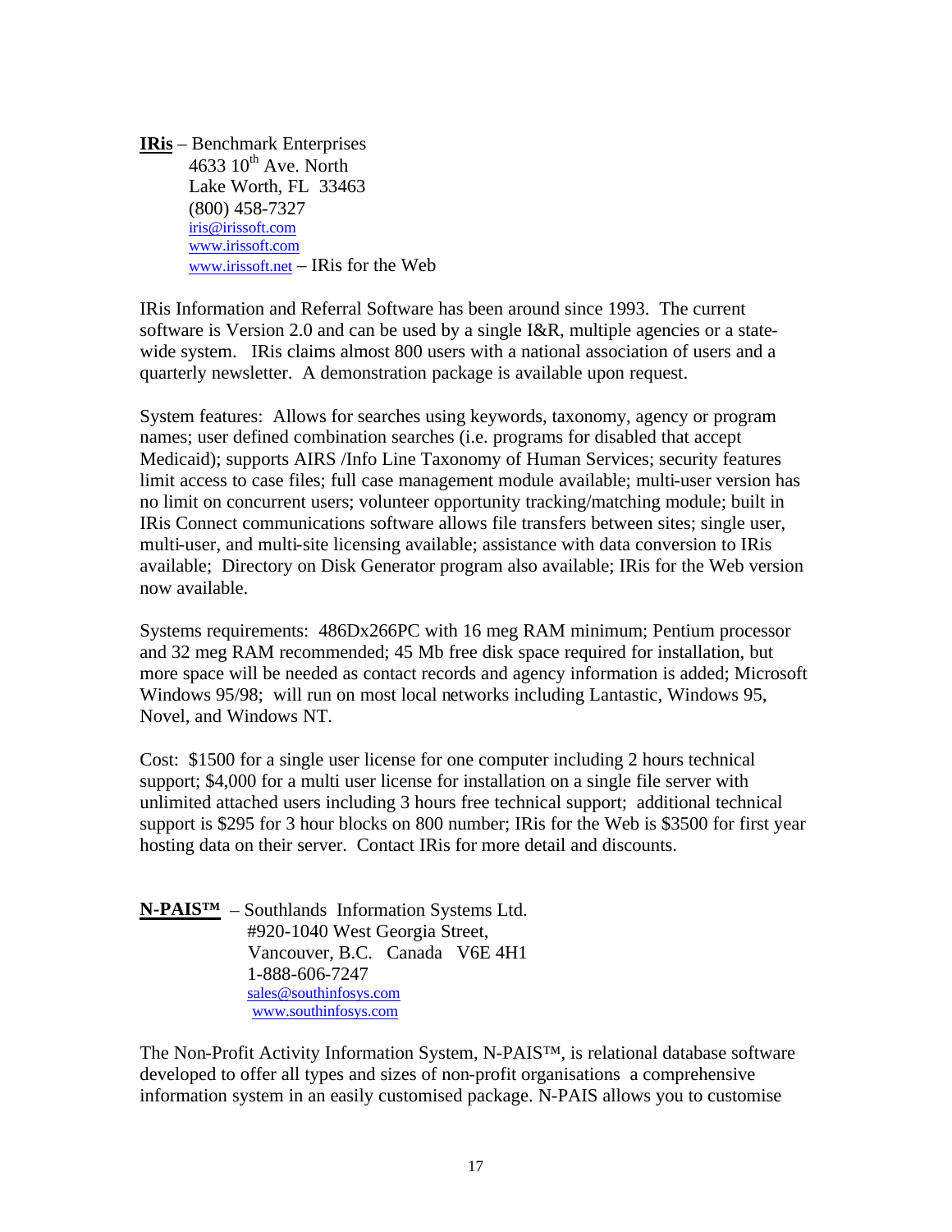**IRis** – Benchmark Enterprises
4633 10th Ave. North
Lake Worth, FL 33463
(800) 458-7327
iris@irissoft.com
www.irissoft.com
www.irissoft.net – IRis for the Web

IRis Information and Referral Software has been around since 1993. The current software is Version 2.0 and can be used by a single I&R, multiple agencies or a state-wide system. IRis claims almost 800 users with a national association of users and a quarterly newsletter. A demonstration package is available upon request.

System features: Allows for searches using keywords, taxonomy, agency or program names; user defined combination searches (i.e. programs for disabled that accept Medicaid); supports AIRS /Info Line Taxonomy of Human Services; security features limit access to case files; full case management module available; multi-user version has no limit on concurrent users; volunteer opportunity tracking/matching module; built in IRis Connect communications software allows file transfers between sites; single user, multi-user, and multi-site licensing available; assistance with data conversion to IRis available; Directory on Disk Generator program also available; IRis for the Web version now available.

Systems requirements: 486Dx266PC with 16 meg RAM minimum; Pentium processor and 32 meg RAM recommended; 45 Mb free disk space required for installation, but more space will be needed as contact records and agency information is added; Microsoft Windows 95/98; will run on most local networks including Lantastic, Windows 95, Novel, and Windows NT.

Cost: $1500 for a single user license for one computer including 2 hours technical support; $4,000 for a multi user license for installation on a single file server with unlimited attached users including 3 hours free technical support; additional technical support is $295 for 3 hour blocks on 800 number; IRis for the Web is $3500 for first year hosting data on their server. Contact IRis for more detail and discounts.

**N-PAIS™** – Southlands Information Systems Ltd.
#920-1040 West Georgia Street,
Vancouver, B.C. Canada V6E 4H1
1-888-606-7247
sales@southinfosys.com
www.southinfosys.com

The Non-Profit Activity Information System, N-PAIS™, is relational database software developed to offer all types and sizes of non-profit organisations a comprehensive information system in an easily customised package. N-PAIS allows you to customise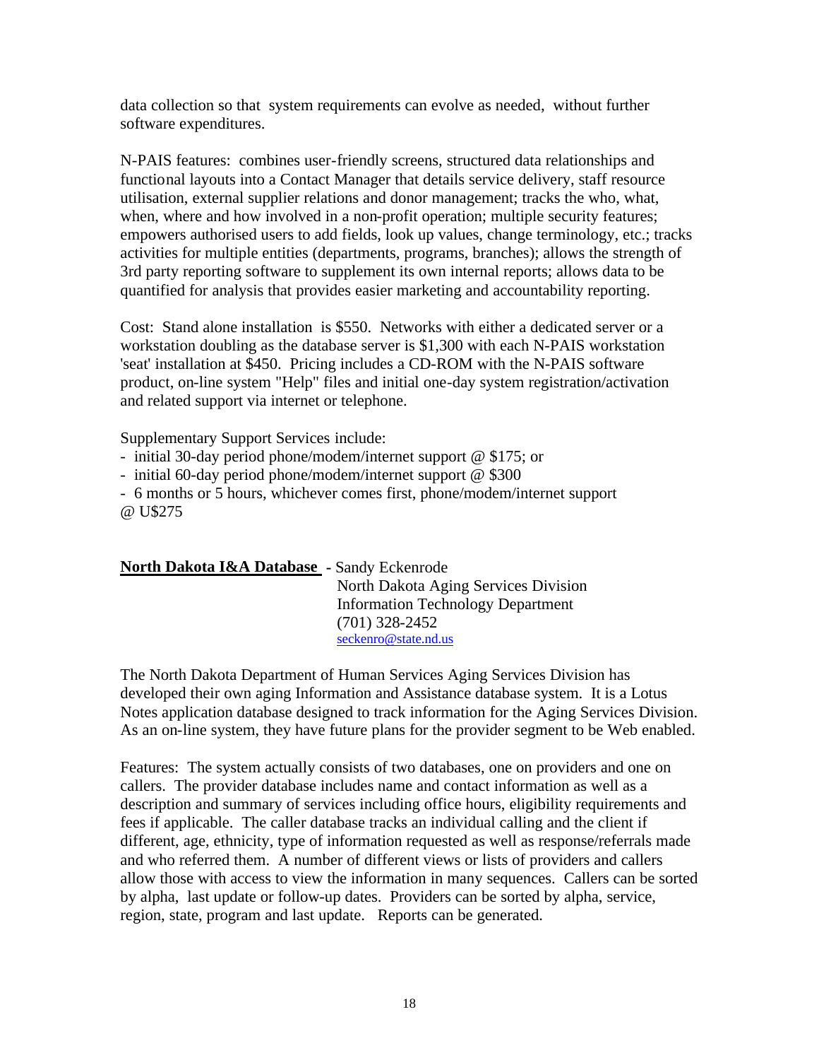data collection so that system requirements can evolve as needed, without further software expenditures.

N-PAIS features: combines user-friendly screens, structured data relationships and functional layouts into a Contact Manager that details service delivery, staff resource utilisation, external supplier relations and donor management; tracks the who, what, when, where and how involved in a non-profit operation; multiple security features; empowers authorised users to add fields, look up values, change terminology, etc.; tracks activities for multiple entities (departments, programs, branches); allows the strength of 3rd party reporting software to supplement its own internal reports; allows data to be quantified for analysis that provides easier marketing and accountability reporting.

Cost: Stand alone installation is $550. Networks with either a dedicated server or a workstation doubling as the database server is $1,300 with each N-PAIS workstation 'seat' installation at $450. Pricing includes a CD-ROM with the N-PAIS software product, on-line system "Help" files and initial one-day system registration/activation and related support via internet or telephone.

Supplementary Support Services include:

- initial 30-day period phone/modem/internet support @ $175; or
- initial 60-day period phone/modem/internet support @ $300
- 6 months or 5 hours, whichever comes first, phone/modem/internet support @ U$275

**North Dakota I&A Database** - Sandy Eckenrode
North Dakota Aging Services Division
Information Technology Department
(701) 328-2452
seckenro@state.nd.us

The North Dakota Department of Human Services Aging Services Division has developed their own aging Information and Assistance database system. It is a Lotus Notes application database designed to track information for the Aging Services Division. As an on-line system, they have future plans for the provider segment to be Web enabled.

Features: The system actually consists of two databases, one on providers and one on callers. The provider database includes name and contact information as well as a description and summary of services including office hours, eligibility requirements and fees if applicable. The caller database tracks an individual calling and the client if different, age, ethnicity, type of information requested as well as response/referrals made and who referred them. A number of different views or lists of providers and callers allow those with access to view the information in many sequences. Callers can be sorted by alpha, last update or follow-up dates. Providers can be sorted by alpha, service, region, state, program and last update. Reports can be generated.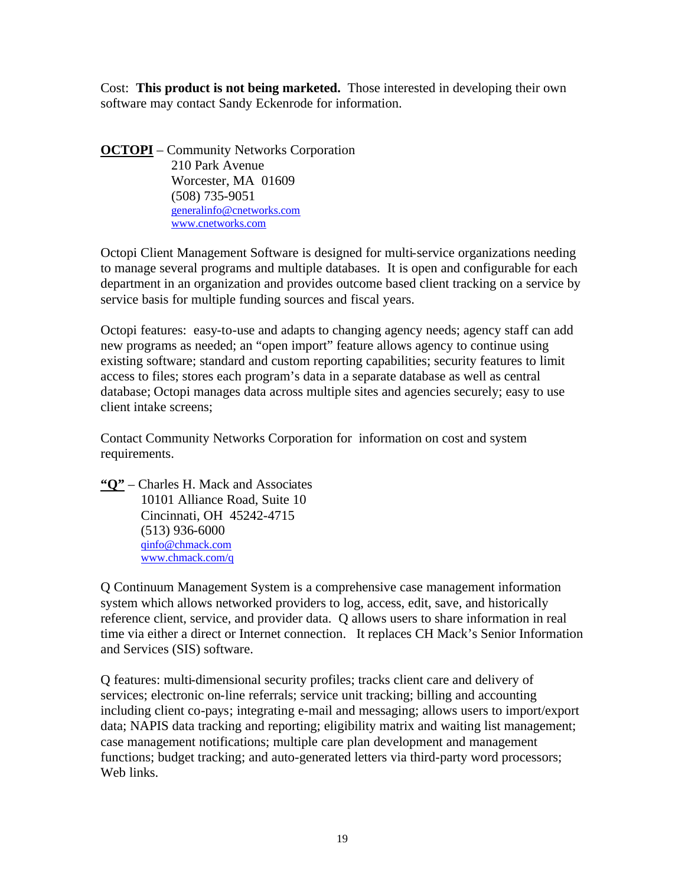Cost: **This product is not being marketed.** Those interested in developing their own software may contact Sandy Eckenrode for information.

**<u>OCTOPI</u>** – Community Networks Corporation
210 Park Avenue
Worcester, MA 01609
(508) 735-9051
generalinfo@cnetworks.com
www.cnetworks.com

Octopi Client Management Software is designed for multi-service organizations needing to manage several programs and multiple databases. It is open and configurable for each department in an organization and provides outcome based client tracking on a service by service basis for multiple funding sources and fiscal years.

Octopi features: easy-to-use and adapts to changing agency needs; agency staff can add new programs as needed; an "open import" feature allows agency to continue using existing software; standard and custom reporting capabilities; security features to limit access to files; stores each program's data in a separate database as well as central database; Octopi manages data across multiple sites and agencies securely; easy to use client intake screens;

Contact Community Networks Corporation for information on cost and system requirements.

**<u>"Q"</u>** – Charles H. Mack and Associates
10101 Alliance Road, Suite 10
Cincinnati, OH 45242-4715
(513) 936-6000
qinfo@chmack.com
www.chmack.com/q

Q Continuum Management System is a comprehensive case management information system which allows networked providers to log, access, edit, save, and historically reference client, service, and provider data. Q allows users to share information in real time via either a direct or Internet connection. It replaces CH Mack's Senior Information and Services (SIS) software.

Q features: multi-dimensional security profiles; tracks client care and delivery of services; electronic on-line referrals; service unit tracking; billing and accounting including client co-pays; integrating e-mail and messaging; allows users to import/export data; NAPIS data tracking and reporting; eligibility matrix and waiting list management; case management notifications; multiple care plan development and management functions; budget tracking; and auto-generated letters via third-party word processors; Web links.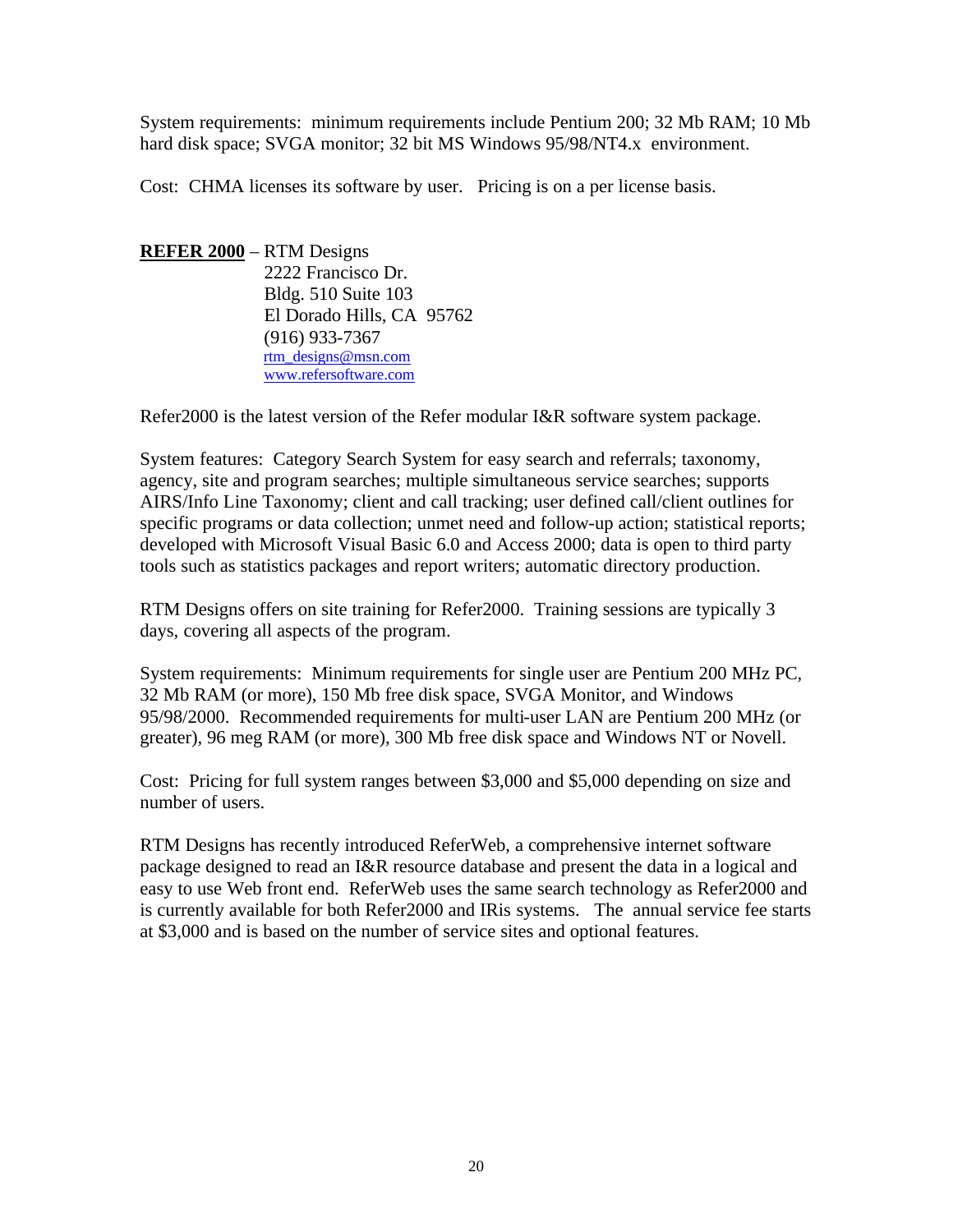System requirements: minimum requirements include Pentium 200; 32 Mb RAM; 10 Mb hard disk space; SVGA monitor; 32 bit MS Windows 95/98/NT4.x environment.

Cost: CHMA licenses its software by user. Pricing is on a per license basis.

**<u>REFER 2000</u>** – RTM Designs
2222 Francisco Dr.
Bldg. 510 Suite 103
El Dorado Hills, CA 95762
(916) 933-7367
rtm_designs@msn.com
www.refersoftware.com

Refer2000 is the latest version of the Refer modular I&R software system package.

System features: Category Search System for easy search and referrals; taxonomy, agency, site and program searches; multiple simultaneous service searches; supports AIRS/Info Line Taxonomy; client and call tracking; user defined call/client outlines for specific programs or data collection; unmet need and follow-up action; statistical reports; developed with Microsoft Visual Basic 6.0 and Access 2000; data is open to third party tools such as statistics packages and report writers; automatic directory production.

RTM Designs offers on site training for Refer2000. Training sessions are typically 3 days, covering all aspects of the program.

System requirements: Minimum requirements for single user are Pentium 200 MHz PC, 32 Mb RAM (or more), 150 Mb free disk space, SVGA Monitor, and Windows 95/98/2000. Recommended requirements for multi-user LAN are Pentium 200 MHz (or greater), 96 meg RAM (or more), 300 Mb free disk space and Windows NT or Novell.

Cost: Pricing for full system ranges between $3,000 and $5,000 depending on size and number of users.

RTM Designs has recently introduced ReferWeb, a comprehensive internet software package designed to read an I&R resource database and present the data in a logical and easy to use Web front end. ReferWeb uses the same search technology as Refer2000 and is currently available for both Refer2000 and IRis systems. The annual service fee starts at $3,000 and is based on the number of service sites and optional features.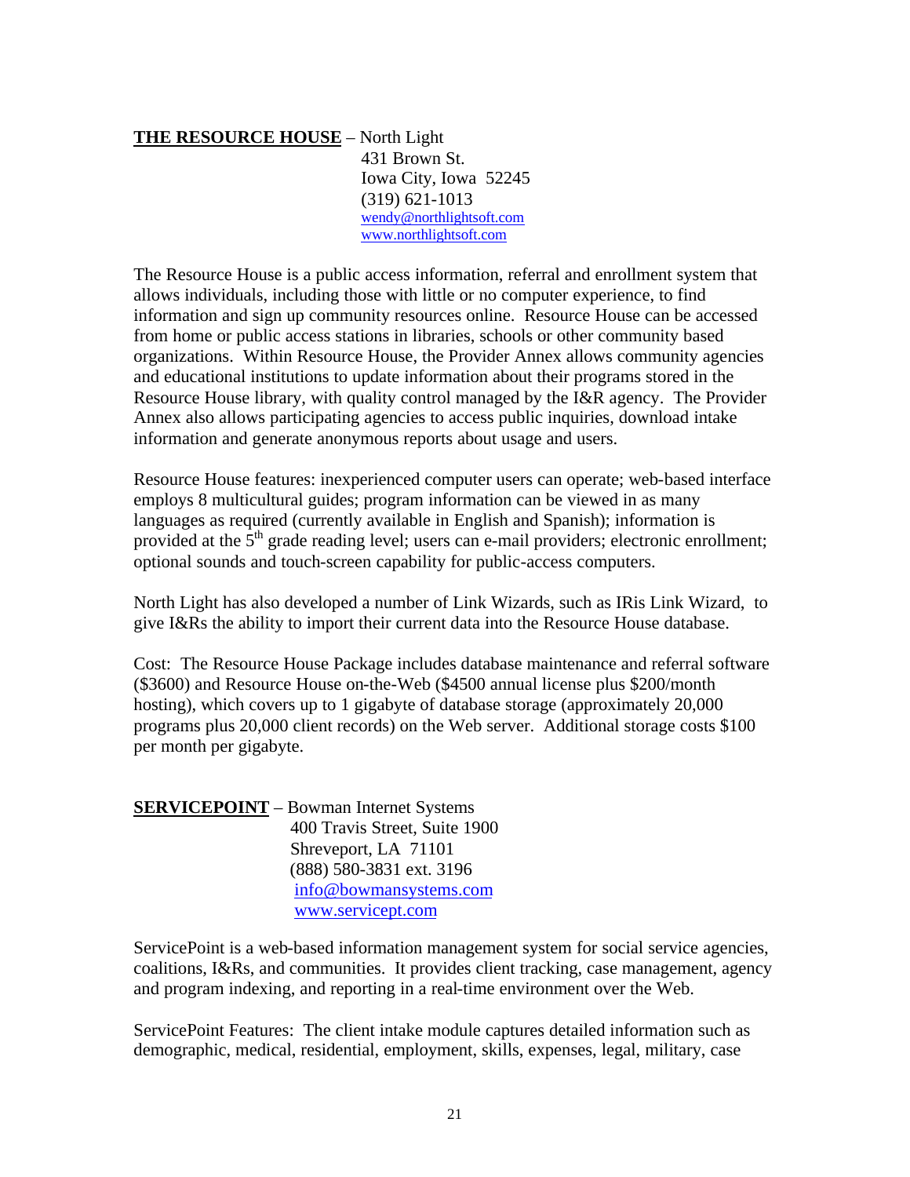**THE RESOURCE HOUSE** – North Light
431 Brown St.
Iowa City, Iowa 52245
(319) 621-1013
wendy@northlightsoft.com
www.northlightsoft.com

The Resource House is a public access information, referral and enrollment system that allows individuals, including those with little or no computer experience, to find information and sign up community resources online. Resource House can be accessed from home or public access stations in libraries, schools or other community based organizations. Within Resource House, the Provider Annex allows community agencies and educational institutions to update information about their programs stored in the Resource House library, with quality control managed by the I&R agency. The Provider Annex also allows participating agencies to access public inquiries, download intake information and generate anonymous reports about usage and users.

Resource House features: inexperienced computer users can operate; web-based interface employs 8 multicultural guides; program information can be viewed in as many languages as required (currently available in English and Spanish); information is provided at the 5th grade reading level; users can e-mail providers; electronic enrollment; optional sounds and touch-screen capability for public-access computers.

North Light has also developed a number of Link Wizards, such as IRis Link Wizard, to give I&Rs the ability to import their current data into the Resource House database.

Cost: The Resource House Package includes database maintenance and referral software ($3600) and Resource House on-the-Web ($4500 annual license plus $200/month hosting), which covers up to 1 gigabyte of database storage (approximately 20,000 programs plus 20,000 client records) on the Web server. Additional storage costs $100 per month per gigabyte.

**SERVICEPOINT** – Bowman Internet Systems
400 Travis Street, Suite 1900
Shreveport, LA 71101
(888) 580-3831 ext. 3196
info@bowmansystems.com
www.servicept.com

ServicePoint is a web-based information management system for social service agencies, coalitions, I&Rs, and communities. It provides client tracking, case management, agency and program indexing, and reporting in a real-time environment over the Web.

ServicePoint Features: The client intake module captures detailed information such as demographic, medical, residential, employment, skills, expenses, legal, military, case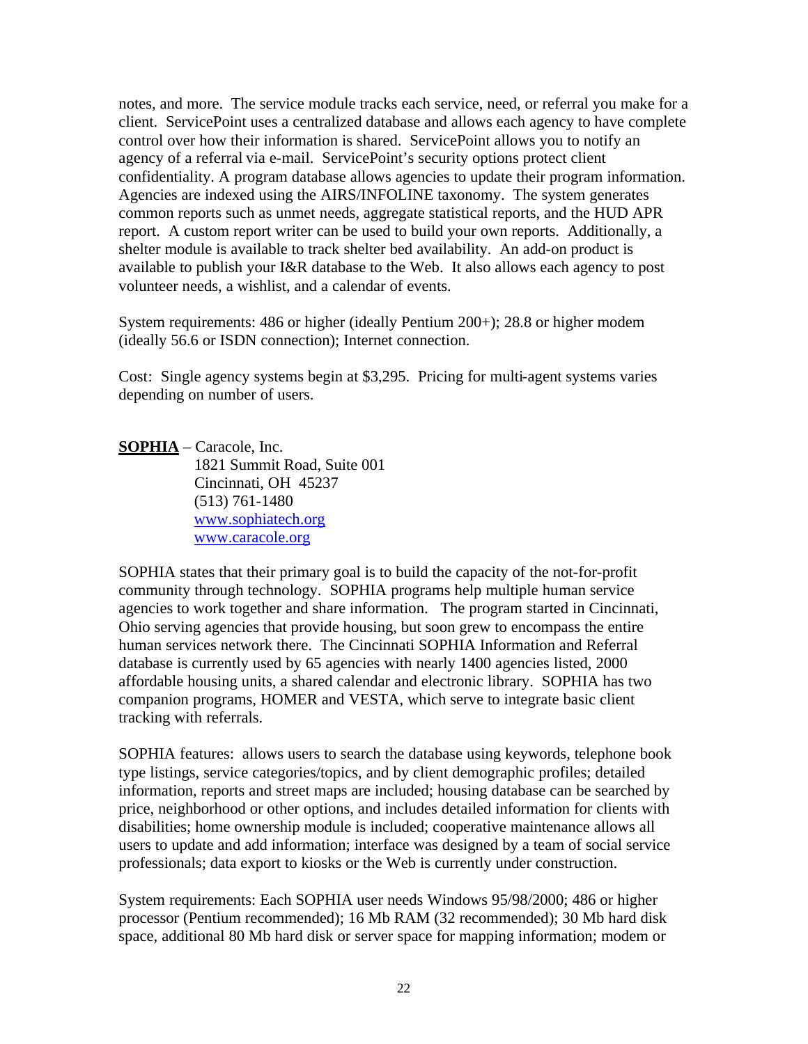notes, and more. The service module tracks each service, need, or referral you make for a client. ServicePoint uses a centralized database and allows each agency to have complete control over how their information is shared. ServicePoint allows you to notify an agency of a referral via e-mail. ServicePoint's security options protect client confidentiality. A program database allows agencies to update their program information. Agencies are indexed using the AIRS/INFOLINE taxonomy. The system generates common reports such as unmet needs, aggregate statistical reports, and the HUD APR report. A custom report writer can be used to build your own reports. Additionally, a shelter module is available to track shelter bed availability. An add-on product is available to publish your I&R database to the Web. It also allows each agency to post volunteer needs, a wishlist, and a calendar of events.

System requirements: 486 or higher (ideally Pentium 200+); 28.8 or higher modem (ideally 56.6 or ISDN connection); Internet connection.

Cost: Single agency systems begin at $3,295. Pricing for multi-agent systems varies depending on number of users.

**SOPHIA** – Caracole, Inc.
1821 Summit Road, Suite 001
Cincinnati, OH 45237
(513) 761-1480
www.sophiatech.org
www.caracole.org

SOPHIA states that their primary goal is to build the capacity of the not-for-profit community through technology. SOPHIA programs help multiple human service agencies to work together and share information. The program started in Cincinnati, Ohio serving agencies that provide housing, but soon grew to encompass the entire human services network there. The Cincinnati SOPHIA Information and Referral database is currently used by 65 agencies with nearly 1400 agencies listed, 2000 affordable housing units, a shared calendar and electronic library. SOPHIA has two companion programs, HOMER and VESTA, which serve to integrate basic client tracking with referrals.

SOPHIA features: allows users to search the database using keywords, telephone book type listings, service categories/topics, and by client demographic profiles; detailed information, reports and street maps are included; housing database can be searched by price, neighborhood or other options, and includes detailed information for clients with disabilities; home ownership module is included; cooperative maintenance allows all users to update and add information; interface was designed by a team of social service professionals; data export to kiosks or the Web is currently under construction.

System requirements: Each SOPHIA user needs Windows 95/98/2000; 486 or higher processor (Pentium recommended); 16 Mb RAM (32 recommended); 30 Mb hard disk space, additional 80 Mb hard disk or server space for mapping information; modem or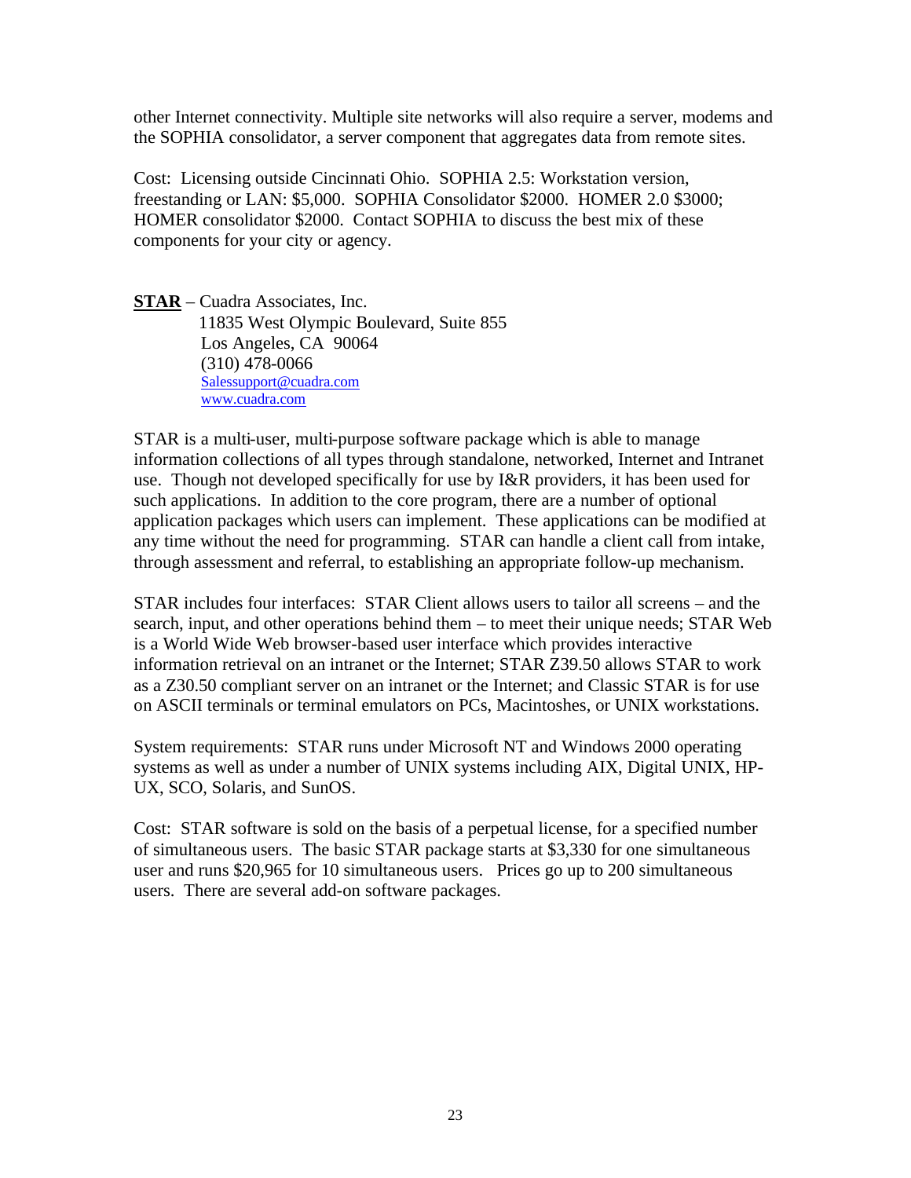other Internet connectivity. Multiple site networks will also require a server, modems and the SOPHIA consolidator, a server component that aggregates data from remote sites.

Cost: Licensing outside Cincinnati Ohio. SOPHIA 2.5: Workstation version, freestanding or LAN: $5,000. SOPHIA Consolidator $2000. HOMER 2.0 $3000; HOMER consolidator $2000. Contact SOPHIA to discuss the best mix of these components for your city or agency.

**STAR** – Cuadra Associates, Inc.
11835 West Olympic Boulevard, Suite 855
Los Angeles, CA 90064
(310) 478-0066
Salessupport@cuadra.com
www.cuadra.com

STAR is a multi-user, multi-purpose software package which is able to manage information collections of all types through standalone, networked, Internet and Intranet use. Though not developed specifically for use by I&R providers, it has been used for such applications. In addition to the core program, there are a number of optional application packages which users can implement. These applications can be modified at any time without the need for programming. STAR can handle a client call from intake, through assessment and referral, to establishing an appropriate follow-up mechanism.

STAR includes four interfaces: STAR Client allows users to tailor all screens – and the search, input, and other operations behind them – to meet their unique needs; STAR Web is a World Wide Web browser-based user interface which provides interactive information retrieval on an intranet or the Internet; STAR Z39.50 allows STAR to work as a Z30.50 compliant server on an intranet or the Internet; and Classic STAR is for use on ASCII terminals or terminal emulators on PCs, Macintoshes, or UNIX workstations.

System requirements: STAR runs under Microsoft NT and Windows 2000 operating systems as well as under a number of UNIX systems including AIX, Digital UNIX, HP-UX, SCO, Solaris, and SunOS.

Cost: STAR software is sold on the basis of a perpetual license, for a specified number of simultaneous users. The basic STAR package starts at $3,330 for one simultaneous user and runs $20,965 for 10 simultaneous users. Prices go up to 200 simultaneous users. There are several add-on software packages.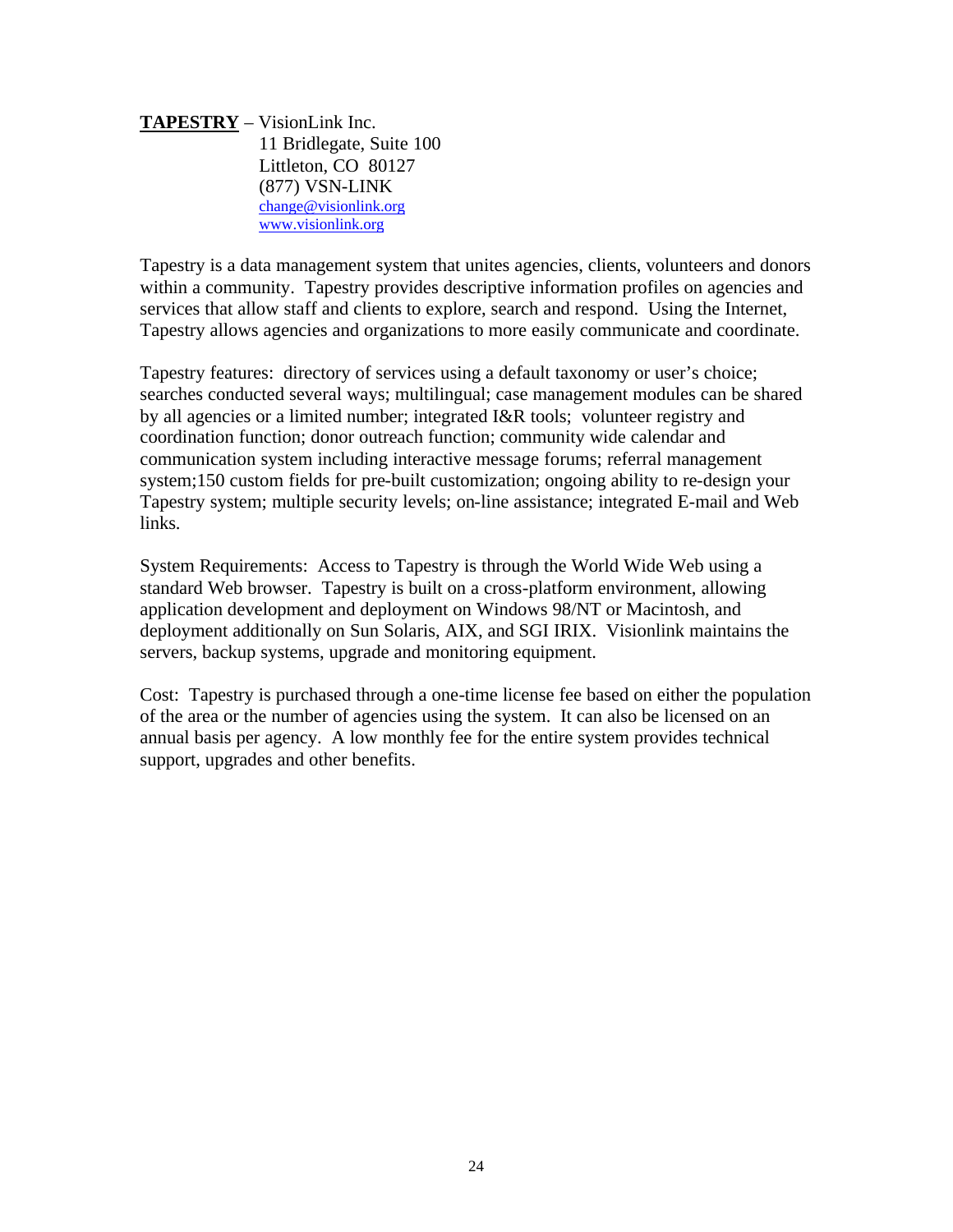**<u>TAPESTRY</u>** – VisionLink Inc.
11 Bridlegate, Suite 100
Littleton, CO 80127
(877) VSN-LINK
change@visionlink.org
www.visionlink.org

Tapestry is a data management system that unites agencies, clients, volunteers and donors within a community. Tapestry provides descriptive information profiles on agencies and services that allow staff and clients to explore, search and respond. Using the Internet, Tapestry allows agencies and organizations to more easily communicate and coordinate.

Tapestry features: directory of services using a default taxonomy or user's choice; searches conducted several ways; multilingual; case management modules can be shared by all agencies or a limited number; integrated I&R tools; volunteer registry and coordination function; donor outreach function; community wide calendar and communication system including interactive message forums; referral management system;150 custom fields for pre-built customization; ongoing ability to re-design your Tapestry system; multiple security levels; on-line assistance; integrated E-mail and Web links.

System Requirements: Access to Tapestry is through the World Wide Web using a standard Web browser. Tapestry is built on a cross-platform environment, allowing application development and deployment on Windows 98/NT or Macintosh, and deployment additionally on Sun Solaris, AIX, and SGI IRIX. Visionlink maintains the servers, backup systems, upgrade and monitoring equipment.

Cost: Tapestry is purchased through a one-time license fee based on either the population of the area or the number of agencies using the system. It can also be licensed on an annual basis per agency. A low monthly fee for the entire system provides technical support, upgrades and other benefits.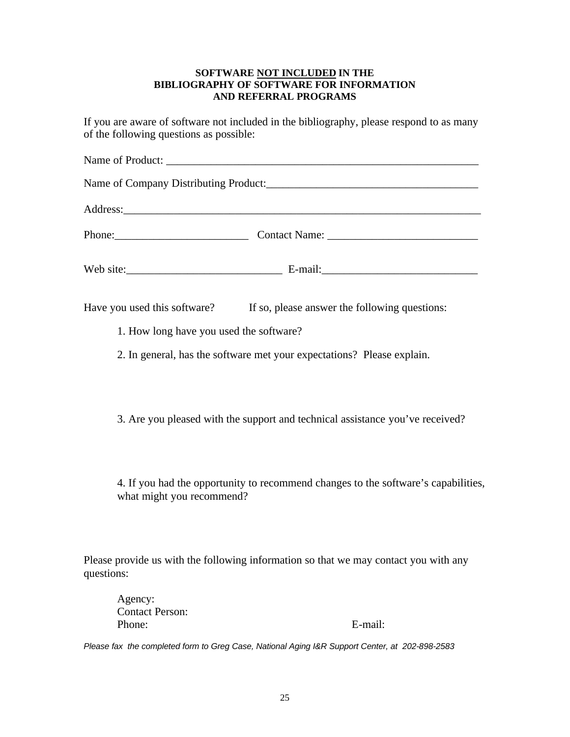**SOFTWARE <u>NOT INCLUDED</u> IN THE BIBLIOGRAPHY OF SOFTWARE FOR INFORMATION AND REFERRAL PROGRAMS**

If you are aware of software not included in the bibliography, please respond to as many of the following questions as possible:

Name of Product: ___________________________________________________________

Name of Company Distributing Product:______________________________________

Address:_________________________________________________________________

Phone:________________________ Contact Name: ___________________________

Web site:____________________________ E-mail:____________________________

Have you used this software? If so, please answer the following questions:

1. How long have you used the software?

2. In general, has the software met your expectations? Please explain.

3. Are you pleased with the support and technical assistance you've received?

4. If you had the opportunity to recommend changes to the software's capabilities, what might you recommend?

Please provide us with the following information so that we may contact you with any questions:

Agency:
Contact Person:
Phone: E-mail:

*Please fax the completed form to Greg Case, National Aging I&R Support Center, at 202-898-2583*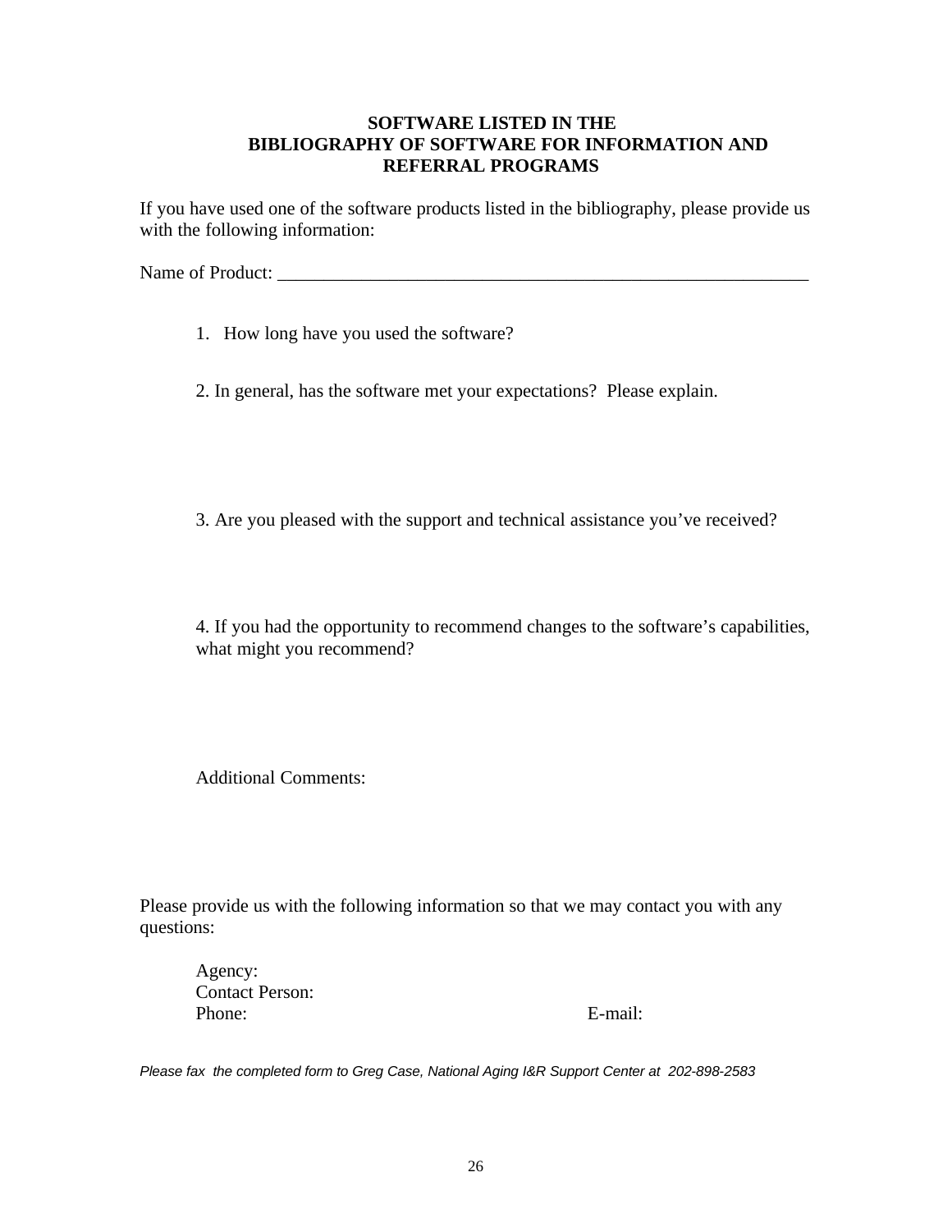**SOFTWARE LISTED IN THE
BIBLIOGRAPHY OF SOFTWARE FOR INFORMATION AND
REFERRAL PROGRAMS**

If you have used one of the software products listed in the bibliography, please provide us with the following information:

Name of Product: ___________________________________________________________

1. How long have you used the software?

2. In general, has the software met your expectations? Please explain.

3. Are you pleased with the support and technical assistance you've received?

4. If you had the opportunity to recommend changes to the software's capabilities, what might you recommend?

Additional Comments:

Please provide us with the following information so that we may contact you with any questions:

Agency:
Contact Person:
Phone: E-mail:

*Please fax the completed form to Greg Case, National Aging I&R Support Center at 202-898-2583*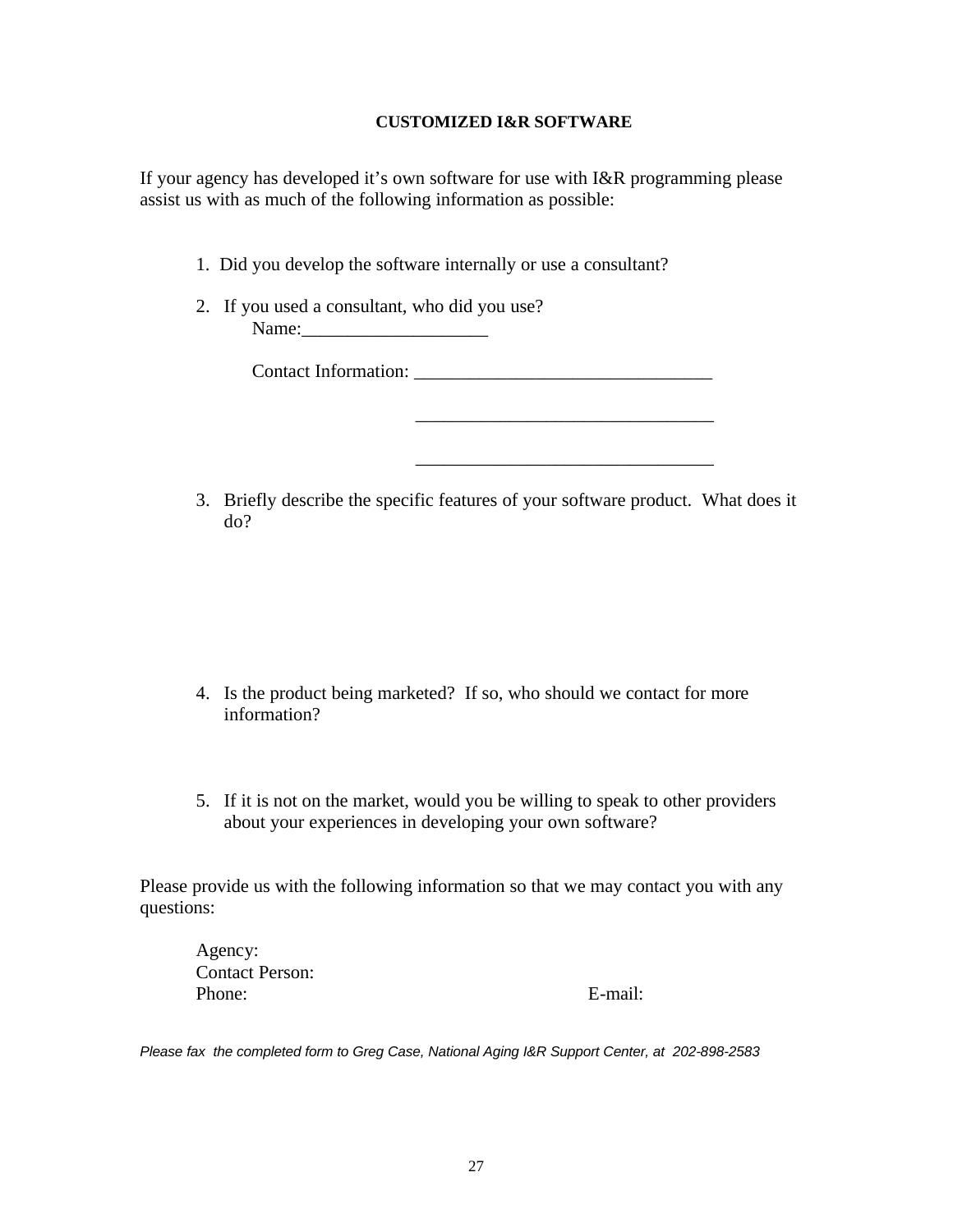**CUSTOMIZED I&R SOFTWARE**

If your agency has developed it's own software for use with I&R programming please assist us with as much of the following information as possible:

1. Did you develop the software internally or use a consultant?

2. If you used a consultant, who did you use?
   Name:____________________

   Contact Information: ________________________________

   ________________________________

   ________________________________

3. Briefly describe the specific features of your software product. What does it do?

4. Is the product being marketed? If so, who should we contact for more information?

5. If it is not on the market, would you be willing to speak to other providers about your experiences in developing your own software?

Please provide us with the following information so that we may contact you with any questions:

Agency:
Contact Person:
Phone: E-mail:

*Please fax the completed form to Greg Case, National Aging I&R Support Center, at 202-898-2583*